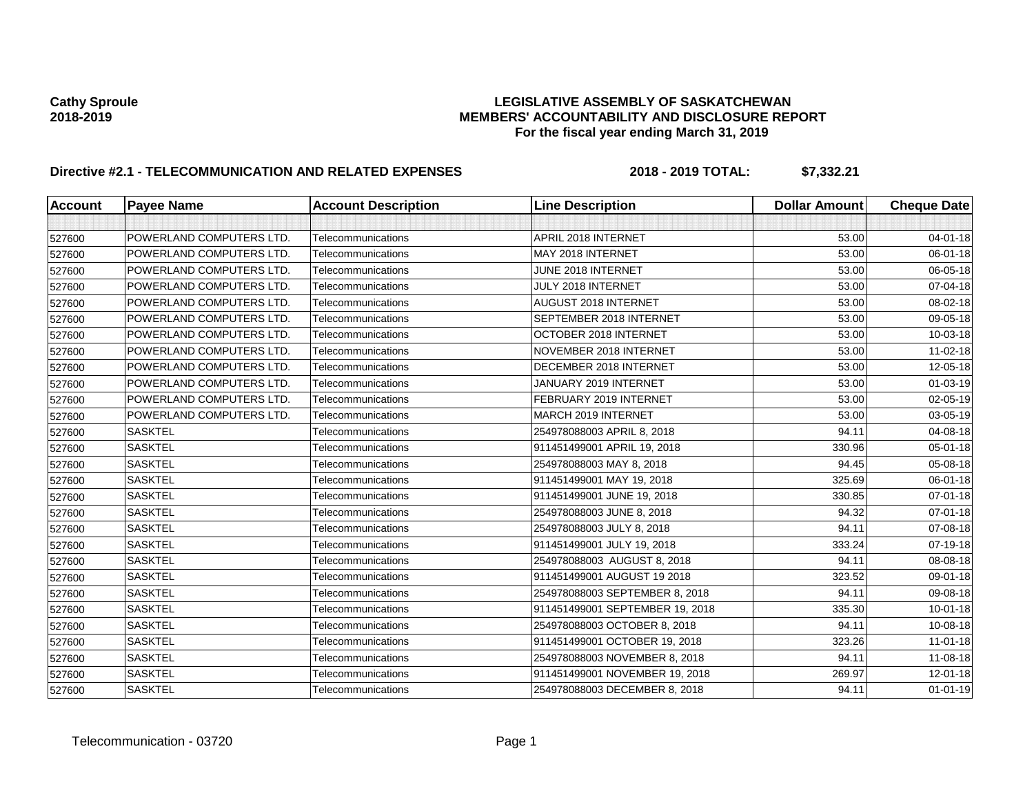**Cathy Sproule**
**2018-2019**

**LEGISLATIVE ASSEMBLY OF SASKATCHEWAN**
**MEMBERS' ACCOUNTABILITY AND DISCLOSURE REPORT**
**For the fiscal year ending March 31, 2019**

**Directive #2.1 - TELECOMMUNICATION AND RELATED EXPENSES** **2018 - 2019 TOTAL: $7,332.21**

| Account | Payee Name | Account Description | Line Description | Dollar Amount | Cheque Date |
|---|---|---|---|---|---|
| | | | | | |
| 527600 | POWERLAND COMPUTERS LTD. | Telecommunications | APRIL 2018 INTERNET | 53.00 | 04-01-18 |
| 527600 | POWERLAND COMPUTERS LTD. | Telecommunications | MAY 2018 INTERNET | 53.00 | 06-01-18 |
| 527600 | POWERLAND COMPUTERS LTD. | Telecommunications | JUNE 2018 INTERNET | 53.00 | 06-05-18 |
| 527600 | POWERLAND COMPUTERS LTD. | Telecommunications | JULY 2018 INTERNET | 53.00 | 07-04-18 |
| 527600 | POWERLAND COMPUTERS LTD. | Telecommunications | AUGUST 2018 INTERNET | 53.00 | 08-02-18 |
| 527600 | POWERLAND COMPUTERS LTD. | Telecommunications | SEPTEMBER 2018 INTERNET | 53.00 | 09-05-18 |
| 527600 | POWERLAND COMPUTERS LTD. | Telecommunications | OCTOBER 2018 INTERNET | 53.00 | 10-03-18 |
| 527600 | POWERLAND COMPUTERS LTD. | Telecommunications | NOVEMBER 2018 INTERNET | 53.00 | 11-02-18 |
| 527600 | POWERLAND COMPUTERS LTD. | Telecommunications | DECEMBER 2018 INTERNET | 53.00 | 12-05-18 |
| 527600 | POWERLAND COMPUTERS LTD. | Telecommunications | JANUARY 2019 INTERNET | 53.00 | 01-03-19 |
| 527600 | POWERLAND COMPUTERS LTD. | Telecommunications | FEBRUARY 2019 INTERNET | 53.00 | 02-05-19 |
| 527600 | POWERLAND COMPUTERS LTD. | Telecommunications | MARCH 2019 INTERNET | 53.00 | 03-05-19 |
| 527600 | SASKTEL | Telecommunications | 254978088003 APRIL 8, 2018 | 94.11 | 04-08-18 |
| 527600 | SASKTEL | Telecommunications | 911451499001 APRIL 19, 2018 | 330.96 | 05-01-18 |
| 527600 | SASKTEL | Telecommunications | 254978088003 MAY 8, 2018 | 94.45 | 05-08-18 |
| 527600 | SASKTEL | Telecommunications | 911451499001 MAY 19, 2018 | 325.69 | 06-01-18 |
| 527600 | SASKTEL | Telecommunications | 911451499001 JUNE 19, 2018 | 330.85 | 07-01-18 |
| 527600 | SASKTEL | Telecommunications | 254978088003 JUNE 8, 2018 | 94.32 | 07-01-18 |
| 527600 | SASKTEL | Telecommunications | 254978088003 JULY 8, 2018 | 94.11 | 07-08-18 |
| 527600 | SASKTEL | Telecommunications | 911451499001 JULY 19, 2018 | 333.24 | 07-19-18 |
| 527600 | SASKTEL | Telecommunications | 254978088003 AUGUST 8, 2018 | 94.11 | 08-08-18 |
| 527600 | SASKTEL | Telecommunications | 911451499001 AUGUST 19 2018 | 323.52 | 09-01-18 |
| 527600 | SASKTEL | Telecommunications | 254978088003 SEPTEMBER 8, 2018 | 94.11 | 09-08-18 |
| 527600 | SASKTEL | Telecommunications | 911451499001 SEPTEMBER 19, 2018 | 335.30 | 10-01-18 |
| 527600 | SASKTEL | Telecommunications | 254978088003 OCTOBER 8, 2018 | 94.11 | 10-08-18 |
| 527600 | SASKTEL | Telecommunications | 911451499001 OCTOBER 19, 2018 | 323.26 | 11-01-18 |
| 527600 | SASKTEL | Telecommunications | 254978088003 NOVEMBER 8, 2018 | 94.11 | 11-08-18 |
| 527600 | SASKTEL | Telecommunications | 911451499001 NOVEMBER 19, 2018 | 269.97 | 12-01-18 |
| 527600 | SASKTEL | Telecommunications | 254978088003 DECEMBER 8, 2018 | 94.11 | 01-01-19 |

Telecommunication - 03720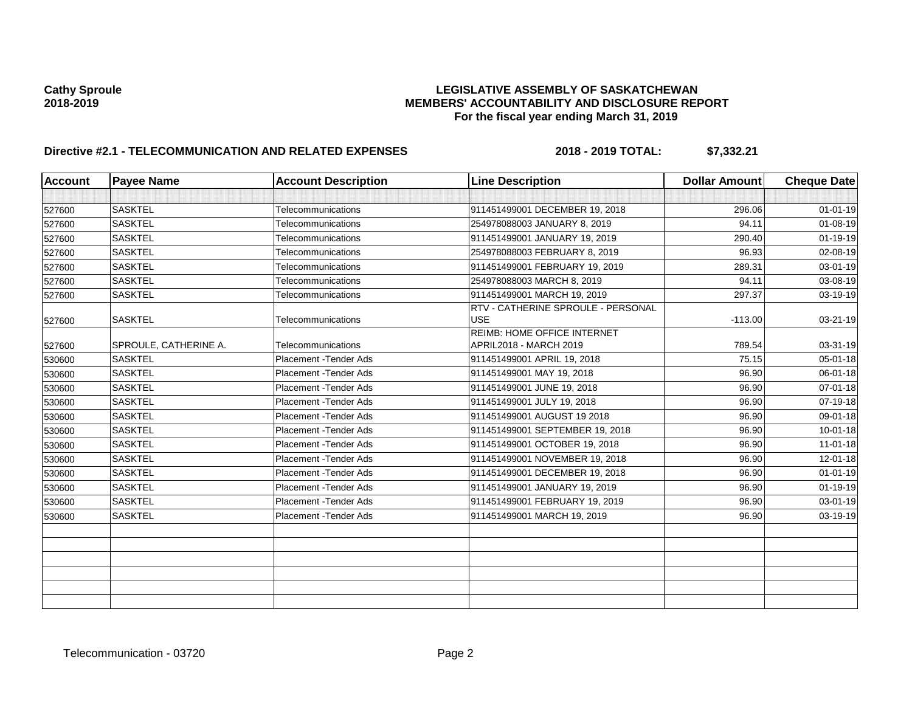**Cathy Sproule**
**2018-2019**

**LEGISLATIVE ASSEMBLY OF SASKATCHEWAN**
**MEMBERS' ACCOUNTABILITY AND DISCLOSURE REPORT**
**For the fiscal year ending March 31, 2019**

**Directive #2.1 - TELECOMMUNICATION AND RELATED EXPENSES** **2018 - 2019 TOTAL: $7,332.21**

| Account | Payee Name | Account Description | Line Description | Dollar Amount | Cheque Date |
|---|---|---|---|---|---|
| | | | | | |
| 527600 | SASKTEL | Telecommunications | 911451499001 DECEMBER 19, 2018 | 296.06 | 01-01-19 |
| 527600 | SASKTEL | Telecommunications | 254978088003 JANUARY 8, 2019 | 94.11 | 01-08-19 |
| 527600 | SASKTEL | Telecommunications | 911451499001 JANUARY 19, 2019 | 290.40 | 01-19-19 |
| 527600 | SASKTEL | Telecommunications | 254978088003 FEBRUARY 8, 2019 | 96.93 | 02-08-19 |
| 527600 | SASKTEL | Telecommunications | 911451499001 FEBRUARY 19, 2019 | 289.31 | 03-01-19 |
| 527600 | SASKTEL | Telecommunications | 254978088003 MARCH 8, 2019 | 94.11 | 03-08-19 |
| 527600 | SASKTEL | Telecommunications | 911451499001 MARCH 19, 2019 | 297.37 | 03-19-19 |
| 527600 | SASKTEL | Telecommunications | RTV - CATHERINE SPROULE - PERSONAL USE | -113.00 | 03-21-19 |
| 527600 | SPROULE, CATHERINE A. | Telecommunications | REIMB: HOME OFFICE INTERNET APRIL2018 - MARCH 2019 | 789.54 | 03-31-19 |
| 530600 | SASKTEL | Placement -Tender Ads | 911451499001 APRIL 19, 2018 | 75.15 | 05-01-18 |
| 530600 | SASKTEL | Placement -Tender Ads | 911451499001 MAY 19, 2018 | 96.90 | 06-01-18 |
| 530600 | SASKTEL | Placement -Tender Ads | 911451499001 JUNE 19, 2018 | 96.90 | 07-01-18 |
| 530600 | SASKTEL | Placement -Tender Ads | 911451499001 JULY 19, 2018 | 96.90 | 07-19-18 |
| 530600 | SASKTEL | Placement -Tender Ads | 911451499001 AUGUST 19 2018 | 96.90 | 09-01-18 |
| 530600 | SASKTEL | Placement -Tender Ads | 911451499001 SEPTEMBER 19, 2018 | 96.90 | 10-01-18 |
| 530600 | SASKTEL | Placement -Tender Ads | 911451499001 OCTOBER 19, 2018 | 96.90 | 11-01-18 |
| 530600 | SASKTEL | Placement -Tender Ads | 911451499001 NOVEMBER 19, 2018 | 96.90 | 12-01-18 |
| 530600 | SASKTEL | Placement -Tender Ads | 911451499001 DECEMBER 19, 2018 | 96.90 | 01-01-19 |
| 530600 | SASKTEL | Placement -Tender Ads | 911451499001 JANUARY 19, 2019 | 96.90 | 01-19-19 |
| 530600 | SASKTEL | Placement -Tender Ads | 911451499001 FEBRUARY 19, 2019 | 96.90 | 03-01-19 |
| 530600 | SASKTEL | Placement -Tender Ads | 911451499001 MARCH 19, 2019 | 96.90 | 03-19-19 |
| | | | | | |
| | | | | | |
| | | | | | |
| | | | | | |
| | | | | | |
| | | | | | |

Telecommunication - 03720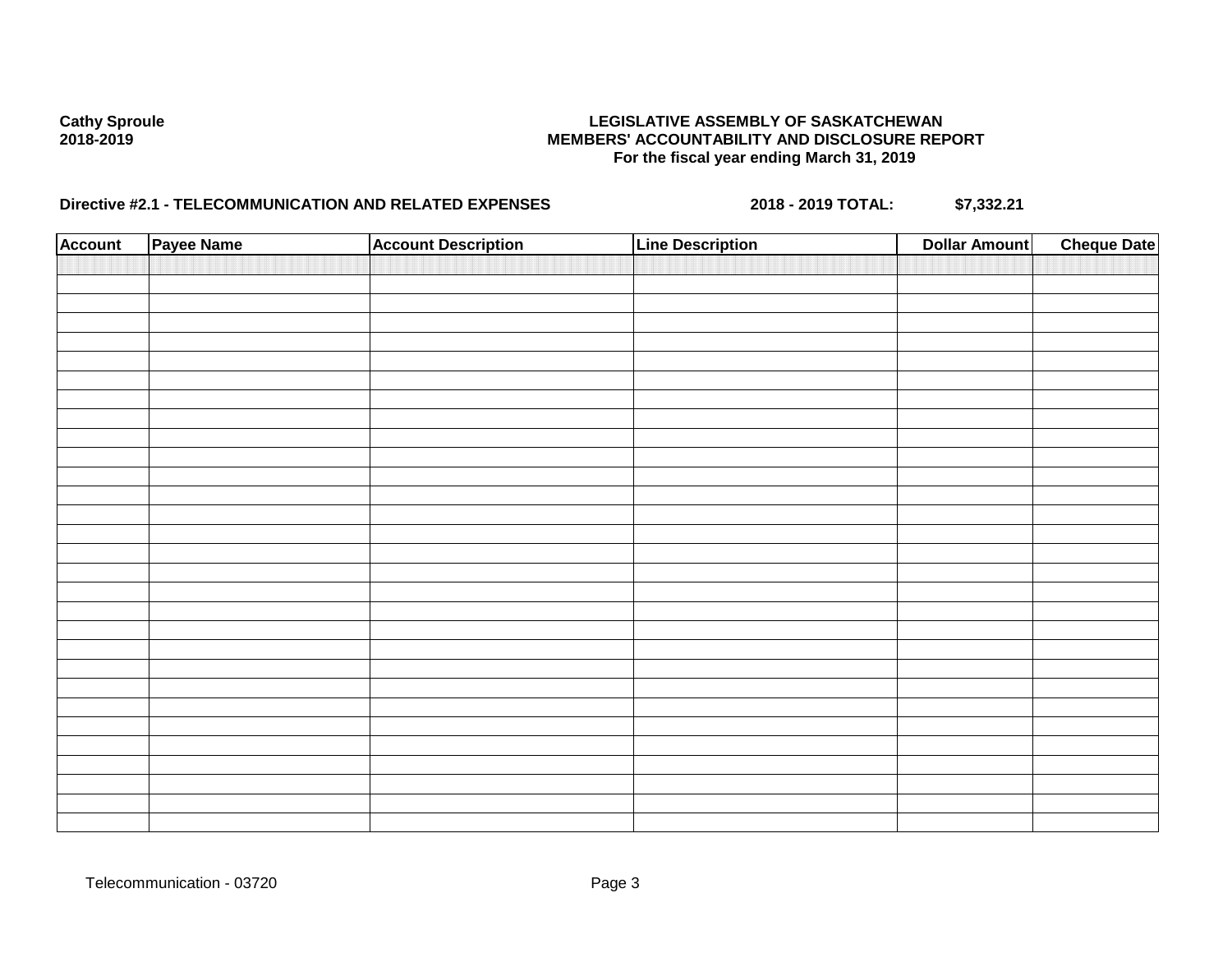**Cathy Sproule**
**2018-2019**

**LEGISLATIVE ASSEMBLY OF SASKATCHEWAN**
**MEMBERS' ACCOUNTABILITY AND DISCLOSURE REPORT**
**For the fiscal year ending March 31, 2019**

**Directive #2.1 - TELECOMMUNICATION AND RELATED EXPENSES** **2018 - 2019 TOTAL: $7,332.21**

| Account | Payee Name | Account Description | Line Description | Dollar Amount | Cheque Date |
|---|---|---|---|---|---|
| | | | | | |

Telecommunication - 03720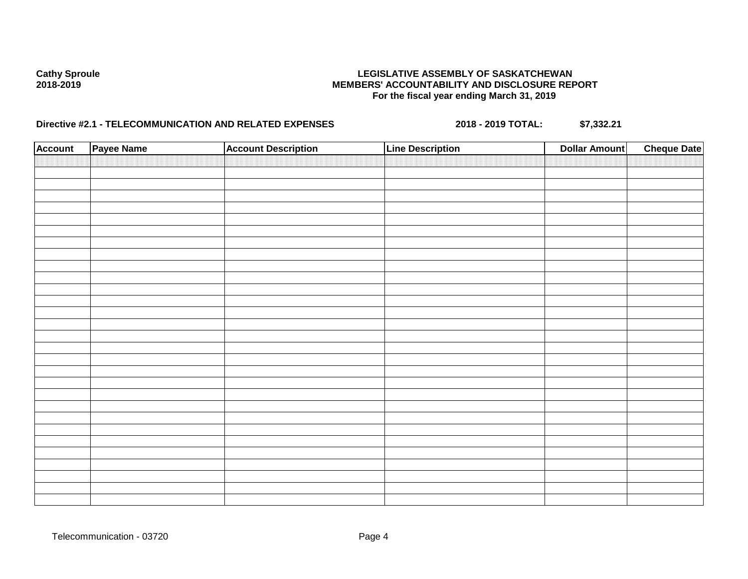Cathy Sproule
2018-2019

**LEGISLATIVE ASSEMBLY OF SASKATCHEWAN**
**MEMBERS' ACCOUNTABILITY AND DISCLOSURE REPORT**
**For the fiscal year ending March 31, 2019**

**Directive #2.1 - TELECOMMUNICATION AND RELATED EXPENSES** **2018 - 2019 TOTAL:** **$7,332.21**

| Account | Payee Name | Account Description | Line Description | Dollar Amount | Cheque Date |
|---|---|---|---|---|---|
| | | | | | |

Telecommunication - 03720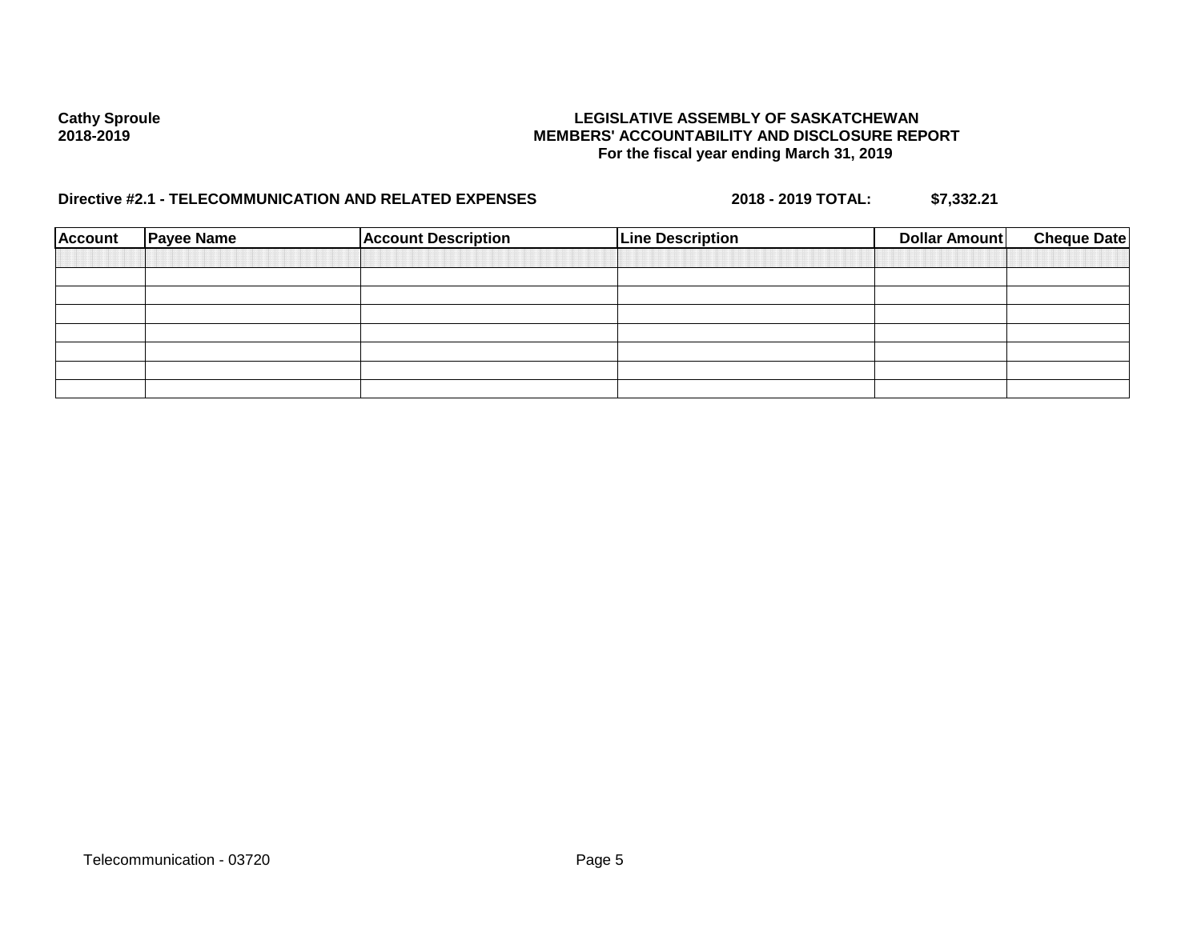**Cathy Sproule**
**2018-2019**

**LEGISLATIVE ASSEMBLY OF SASKATCHEWAN**
**MEMBERS' ACCOUNTABILITY AND DISCLOSURE REPORT**
**For the fiscal year ending March 31, 2019**

**Directive #2.1 - TELECOMMUNICATION AND RELATED EXPENSES** **2018 - 2019 TOTAL:** **$7,332.21**

| Account | Payee Name | Account Description | Line Description | Dollar Amount | Cheque Date |
|---|---|---|---|---|---|
| | | | | | |
| | | | | | |
| | | | | | |
| | | | | | |
| | | | | | |
| | | | | | |
| | | | | | |

Telecommunication - 03720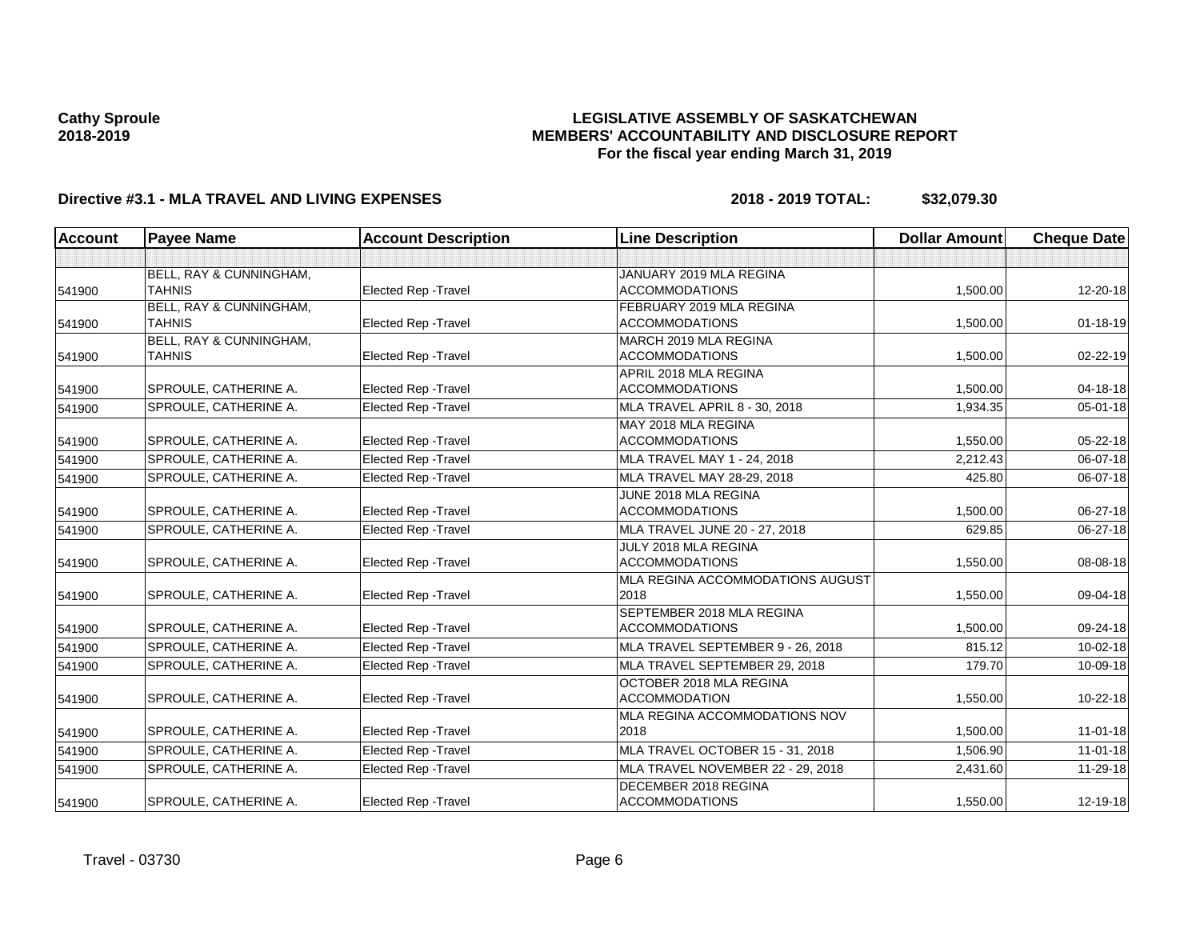**Cathy Sproule**
**2018-2019**

**LEGISLATIVE ASSEMBLY OF SASKATCHEWAN**
**MEMBERS' ACCOUNTABILITY AND DISCLOSURE REPORT**
**For the fiscal year ending March 31, 2019**

**Directive #3.1 - MLA TRAVEL AND LIVING EXPENSES** **2018 - 2019 TOTAL: $32,079.30**

| Account | Payee Name | Account Description | Line Description | Dollar Amount | Cheque Date |
|---|---|---|---|---|---|
| | | | | | |
| 541900 | BELL, RAY & CUNNINGHAM, TAHNIS | Elected Rep -Travel | JANUARY 2019 MLA REGINA ACCOMMODATIONS | 1,500.00 | 12-20-18 |
| 541900 | BELL, RAY & CUNNINGHAM, TAHNIS | Elected Rep -Travel | FEBRUARY 2019 MLA REGINA ACCOMMODATIONS | 1,500.00 | 01-18-19 |
| 541900 | BELL, RAY & CUNNINGHAM, TAHNIS | Elected Rep -Travel | MARCH 2019 MLA REGINA ACCOMMODATIONS | 1,500.00 | 02-22-19 |
| 541900 | SPROULE, CATHERINE A. | Elected Rep -Travel | APRIL 2018 MLA REGINA ACCOMMODATIONS | 1,500.00 | 04-18-18 |
| 541900 | SPROULE, CATHERINE A. | Elected Rep -Travel | MLA TRAVEL APRIL 8 - 30, 2018 | 1,934.35 | 05-01-18 |
| 541900 | SPROULE, CATHERINE A. | Elected Rep -Travel | MAY 2018 MLA REGINA ACCOMMODATIONS | 1,550.00 | 05-22-18 |
| 541900 | SPROULE, CATHERINE A. | Elected Rep -Travel | MLA TRAVEL MAY 1 - 24, 2018 | 2,212.43 | 06-07-18 |
| 541900 | SPROULE, CATHERINE A. | Elected Rep -Travel | MLA TRAVEL MAY 28-29, 2018 | 425.80 | 06-07-18 |
| 541900 | SPROULE, CATHERINE A. | Elected Rep -Travel | JUNE 2018 MLA REGINA ACCOMMODATIONS | 1,500.00 | 06-27-18 |
| 541900 | SPROULE, CATHERINE A. | Elected Rep -Travel | MLA TRAVEL JUNE 20 - 27, 2018 | 629.85 | 06-27-18 |
| 541900 | SPROULE, CATHERINE A. | Elected Rep -Travel | JULY 2018 MLA REGINA ACCOMMODATIONS | 1,550.00 | 08-08-18 |
| 541900 | SPROULE, CATHERINE A. | Elected Rep -Travel | MLA REGINA ACCOMMODATIONS AUGUST 2018 | 1,550.00 | 09-04-18 |
| 541900 | SPROULE, CATHERINE A. | Elected Rep -Travel | SEPTEMBER 2018 MLA REGINA ACCOMMODATIONS | 1,500.00 | 09-24-18 |
| 541900 | SPROULE, CATHERINE A. | Elected Rep -Travel | MLA TRAVEL SEPTEMBER 9 - 26, 2018 | 815.12 | 10-02-18 |
| 541900 | SPROULE, CATHERINE A. | Elected Rep -Travel | MLA TRAVEL SEPTEMBER 29, 2018 | 179.70 | 10-09-18 |
| 541900 | SPROULE, CATHERINE A. | Elected Rep -Travel | OCTOBER 2018 MLA REGINA ACCOMMODATION | 1,550.00 | 10-22-18 |
| 541900 | SPROULE, CATHERINE A. | Elected Rep -Travel | MLA REGINA ACCOMMODATIONS NOV 2018 | 1,500.00 | 11-01-18 |
| 541900 | SPROULE, CATHERINE A. | Elected Rep -Travel | MLA TRAVEL OCTOBER 15 - 31, 2018 | 1,506.90 | 11-01-18 |
| 541900 | SPROULE, CATHERINE A. | Elected Rep -Travel | MLA TRAVEL NOVEMBER 22 - 29, 2018 | 2,431.60 | 11-29-18 |
| 541900 | SPROULE, CATHERINE A. | Elected Rep -Travel | DECEMBER 2018 REGINA ACCOMMODATIONS | 1,550.00 | 12-19-18 |

Travel - 03730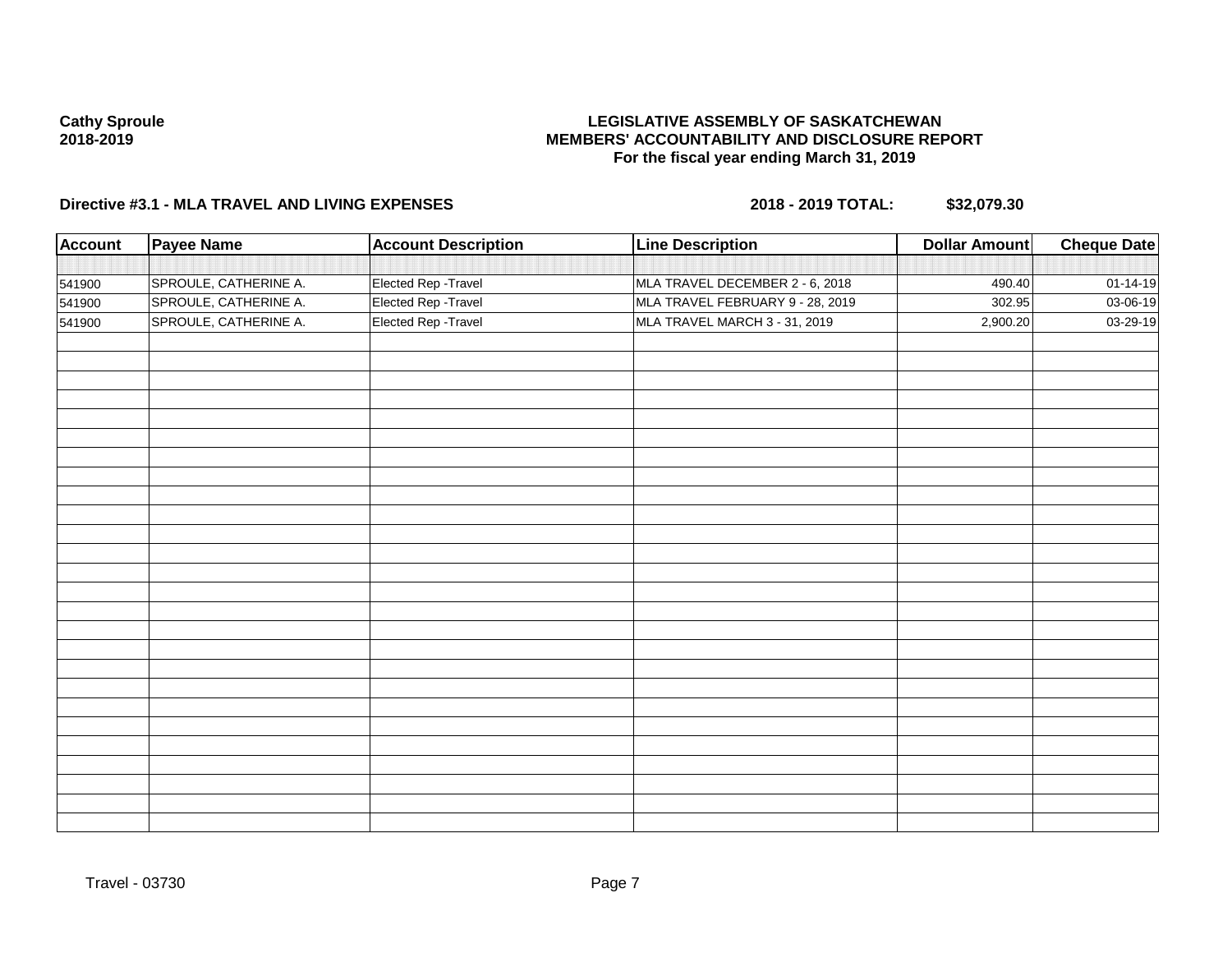**Cathy Sproule**
**2018-2019**

**LEGISLATIVE ASSEMBLY OF SASKATCHEWAN**
**MEMBERS' ACCOUNTABILITY AND DISCLOSURE REPORT**
**For the fiscal year ending March 31, 2019**

**Directive #3.1 - MLA TRAVEL AND LIVING EXPENSES** **2018 - 2019 TOTAL: $32,079.30**

| Account | Payee Name | Account Description | Line Description | Dollar Amount | Cheque Date |
|---|---|---|---|---|---|
| 541900 | SPROULE, CATHERINE A. | Elected Rep -Travel | MLA TRAVEL DECEMBER 2 - 6, 2018 | 490.40 | 01-14-19 |
| 541900 | SPROULE, CATHERINE A. | Elected Rep -Travel | MLA TRAVEL FEBRUARY 9 - 28, 2019 | 302.95 | 03-06-19 |
| 541900 | SPROULE, CATHERINE A. | Elected Rep -Travel | MLA TRAVEL MARCH 3 - 31, 2019 | 2,900.20 | 03-29-19 |

Travel - 03730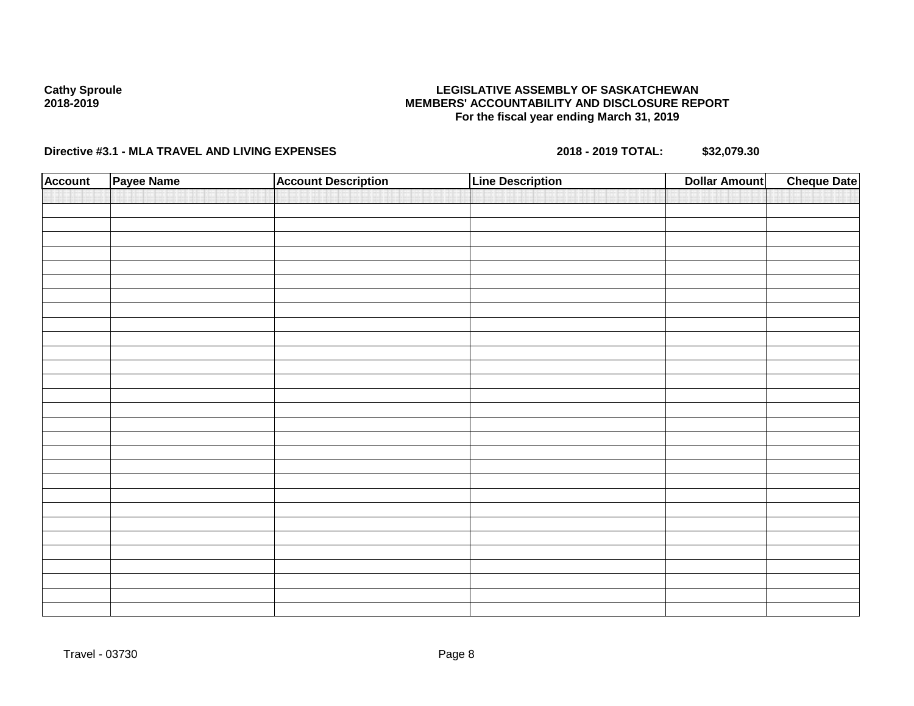Cathy Sproule
2018-2019

**LEGISLATIVE ASSEMBLY OF SASKATCHEWAN**
**MEMBERS' ACCOUNTABILITY AND DISCLOSURE REPORT**
**For the fiscal year ending March 31, 2019**

**Directive #3.1 - MLA TRAVEL AND LIVING EXPENSES** **2018 - 2019 TOTAL:** **$32,079.30**

| Account | Payee Name | Account Description | Line Description | Dollar Amount | Cheque Date |
|---|---|---|---|---|---|
| | | | | | |

Travel - 03730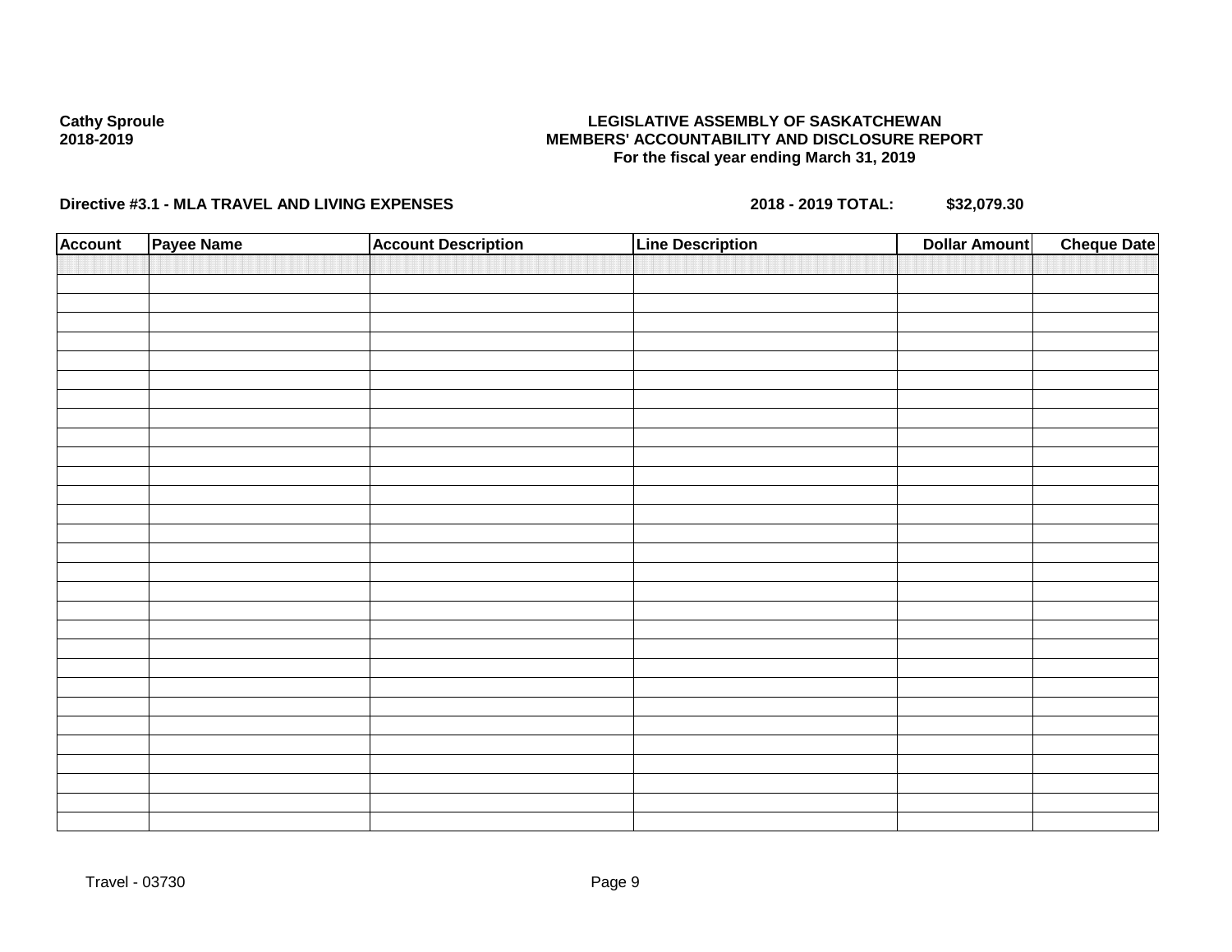**Cathy Sproule**
**2018-2019**

**LEGISLATIVE ASSEMBLY OF SASKATCHEWAN**
**MEMBERS' ACCOUNTABILITY AND DISCLOSURE REPORT**
**For the fiscal year ending March 31, 2019**

**Directive #3.1 - MLA TRAVEL AND LIVING EXPENSES** **2018 - 2019 TOTAL: $32,079.30**

| Account | Payee Name | Account Description | Line Description | Dollar Amount | Cheque Date |
|---|---|---|---|---|---|
| | | | | | |

Travel - 03730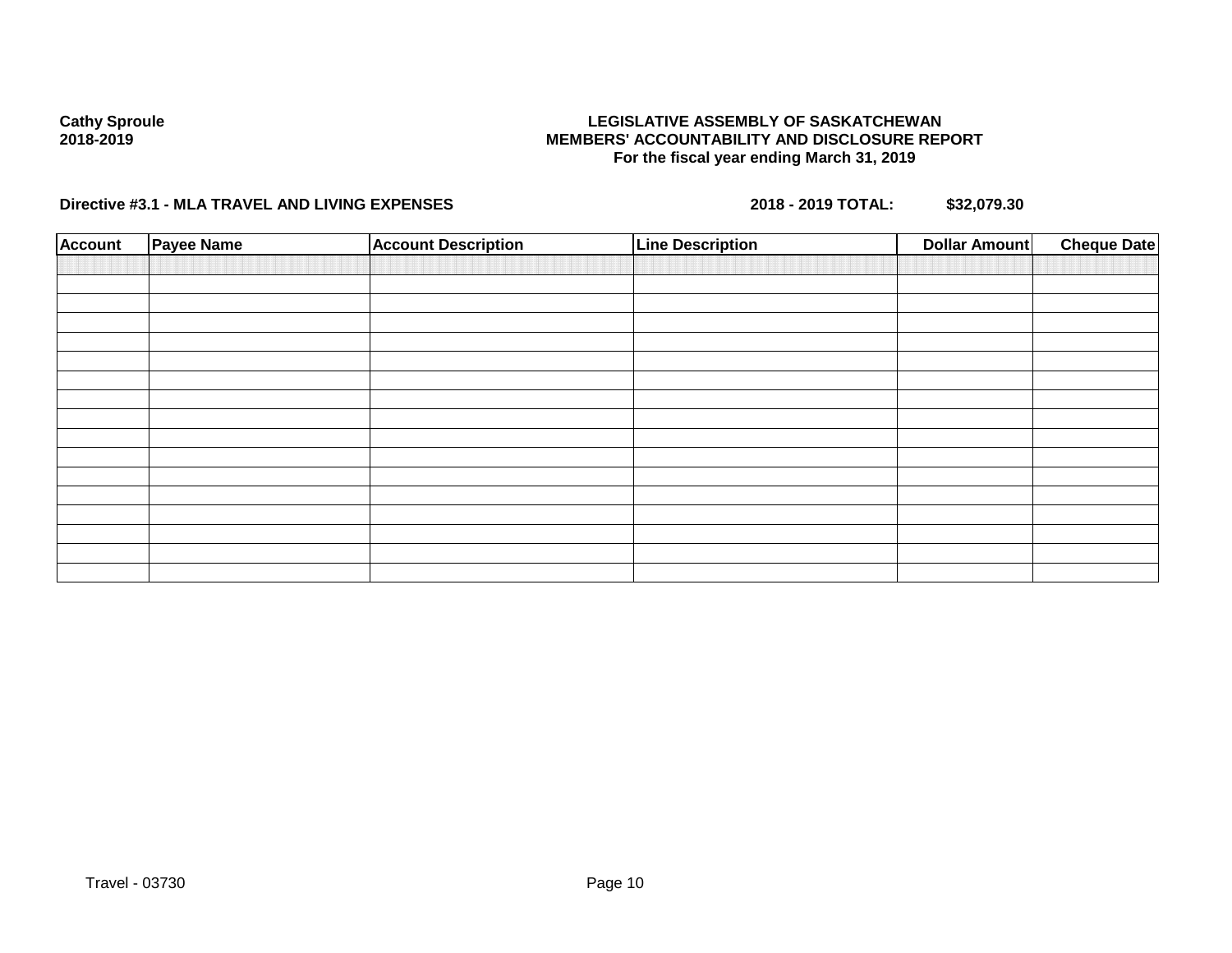**Cathy Sproule**
**2018-2019**

**LEGISLATIVE ASSEMBLY OF SASKATCHEWAN**
**MEMBERS' ACCOUNTABILITY AND DISCLOSURE REPORT**
**For the fiscal year ending March 31, 2019**

**Directive #3.1 - MLA TRAVEL AND LIVING EXPENSES** **2018 - 2019 TOTAL: $32,079.30**

| Account | Payee Name | Account Description | Line Description | Dollar Amount | Cheque Date |
|---|---|---|---|---|---|
| | | | | | |
| | | | | | |
| | | | | | |
| | | | | | |
| | | | | | |
| | | | | | |
| | | | | | |
| | | | | | |
| | | | | | |
| | | | | | |
| | | | | | |
| | | | | | |
| | | | | | |
| | | | | | |
| | | | | | |
| | | | | | |
| | | | | | |

Travel - 03730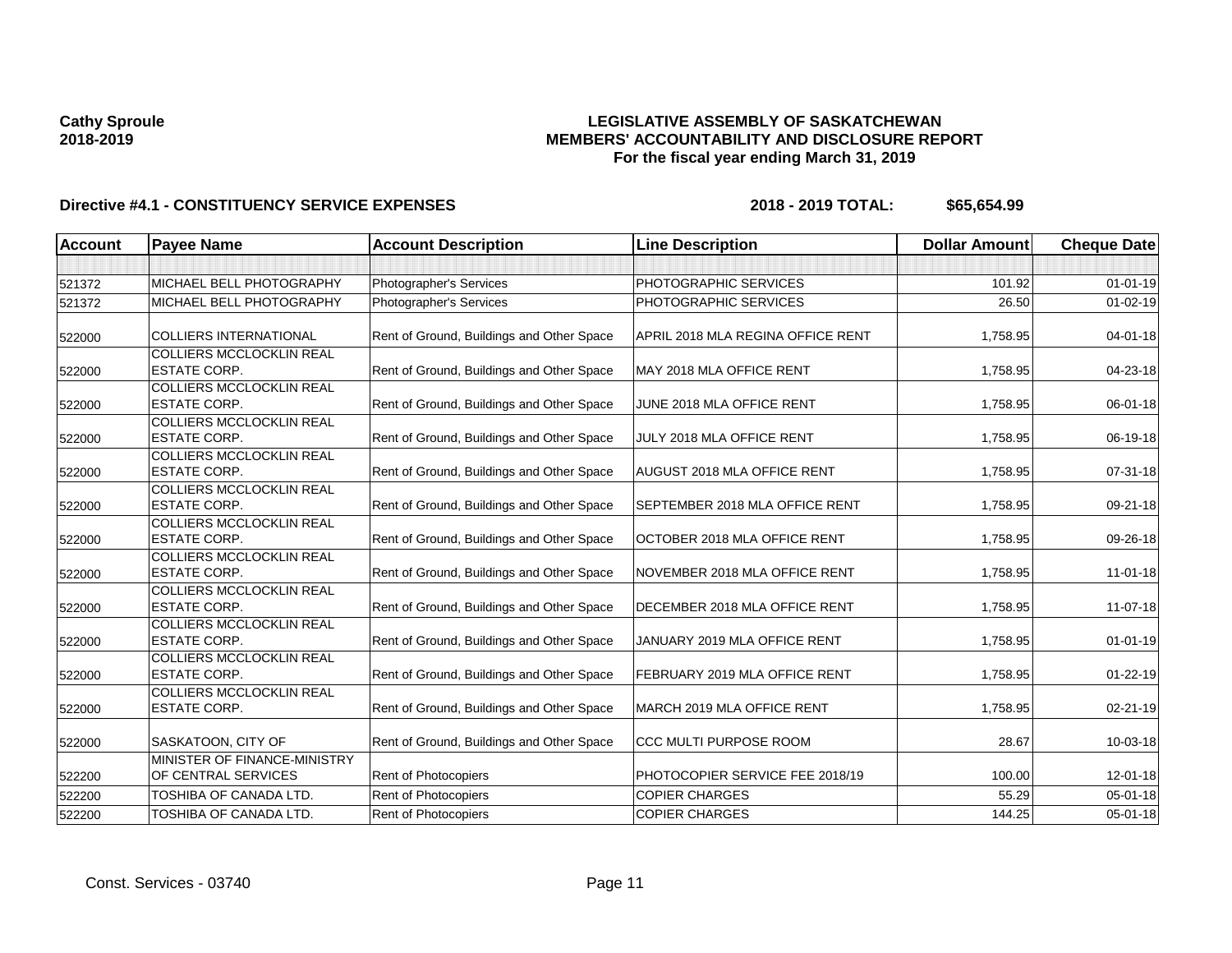**Cathy Sproule**
**2018-2019**

**LEGISLATIVE ASSEMBLY OF SASKATCHEWAN**
**MEMBERS' ACCOUNTABILITY AND DISCLOSURE REPORT**
**For the fiscal year ending March 31, 2019**

**Directive #4.1 - CONSTITUENCY SERVICE EXPENSES** **2018 - 2019 TOTAL: $65,654.99**

| Account | Payee Name | Account Description | Line Description | Dollar Amount | Cheque Date |
|---|---|---|---|---|---|
| | | | | | |
| 521372 | MICHAEL BELL PHOTOGRAPHY | Photographer's Services | PHOTOGRAPHIC SERVICES | 101.92 | 01-01-19 |
| 521372 | MICHAEL BELL PHOTOGRAPHY | Photographer's Services | PHOTOGRAPHIC SERVICES | 26.50 | 01-02-19 |
| 522000 | COLLIERS INTERNATIONAL | Rent of Ground, Buildings and Other Space | APRIL 2018 MLA REGINA OFFICE RENT | 1,758.95 | 04-01-18 |
| 522000 | COLLIERS MCCLOCKLIN REAL ESTATE CORP. | Rent of Ground, Buildings and Other Space | MAY 2018 MLA OFFICE RENT | 1,758.95 | 04-23-18 |
| 522000 | COLLIERS MCCLOCKLIN REAL ESTATE CORP. | Rent of Ground, Buildings and Other Space | JUNE 2018 MLA OFFICE RENT | 1,758.95 | 06-01-18 |
| 522000 | COLLIERS MCCLOCKLIN REAL ESTATE CORP. | Rent of Ground, Buildings and Other Space | JULY 2018 MLA OFFICE RENT | 1,758.95 | 06-19-18 |
| 522000 | COLLIERS MCCLOCKLIN REAL ESTATE CORP. | Rent of Ground, Buildings and Other Space | AUGUST 2018 MLA OFFICE RENT | 1,758.95 | 07-31-18 |
| 522000 | COLLIERS MCCLOCKLIN REAL ESTATE CORP. | Rent of Ground, Buildings and Other Space | SEPTEMBER 2018 MLA OFFICE RENT | 1,758.95 | 09-21-18 |
| 522000 | COLLIERS MCCLOCKLIN REAL ESTATE CORP. | Rent of Ground, Buildings and Other Space | OCTOBER 2018 MLA OFFICE RENT | 1,758.95 | 09-26-18 |
| 522000 | COLLIERS MCCLOCKLIN REAL ESTATE CORP. | Rent of Ground, Buildings and Other Space | NOVEMBER 2018 MLA OFFICE RENT | 1,758.95 | 11-01-18 |
| 522000 | COLLIERS MCCLOCKLIN REAL ESTATE CORP. | Rent of Ground, Buildings and Other Space | DECEMBER 2018 MLA OFFICE RENT | 1,758.95 | 11-07-18 |
| 522000 | COLLIERS MCCLOCKLIN REAL ESTATE CORP. | Rent of Ground, Buildings and Other Space | JANUARY 2019 MLA OFFICE RENT | 1,758.95 | 01-01-19 |
| 522000 | COLLIERS MCCLOCKLIN REAL ESTATE CORP. | Rent of Ground, Buildings and Other Space | FEBRUARY 2019 MLA OFFICE RENT | 1,758.95 | 01-22-19 |
| 522000 | COLLIERS MCCLOCKLIN REAL ESTATE CORP. | Rent of Ground, Buildings and Other Space | MARCH 2019 MLA OFFICE RENT | 1,758.95 | 02-21-19 |
| 522000 | SASKATOON, CITY OF | Rent of Ground, Buildings and Other Space | CCC MULTI PURPOSE ROOM | 28.67 | 10-03-18 |
| 522200 | MINISTER OF FINANCE-MINISTRY OF CENTRAL SERVICES | Rent of Photocopiers | PHOTOCOPIER SERVICE FEE 2018/19 | 100.00 | 12-01-18 |
| 522200 | TOSHIBA OF CANADA LTD. | Rent of Photocopiers | COPIER CHARGES | 55.29 | 05-01-18 |
| 522200 | TOSHIBA OF CANADA LTD. | Rent of Photocopiers | COPIER CHARGES | 144.25 | 05-01-18 |

Const. Services - 03740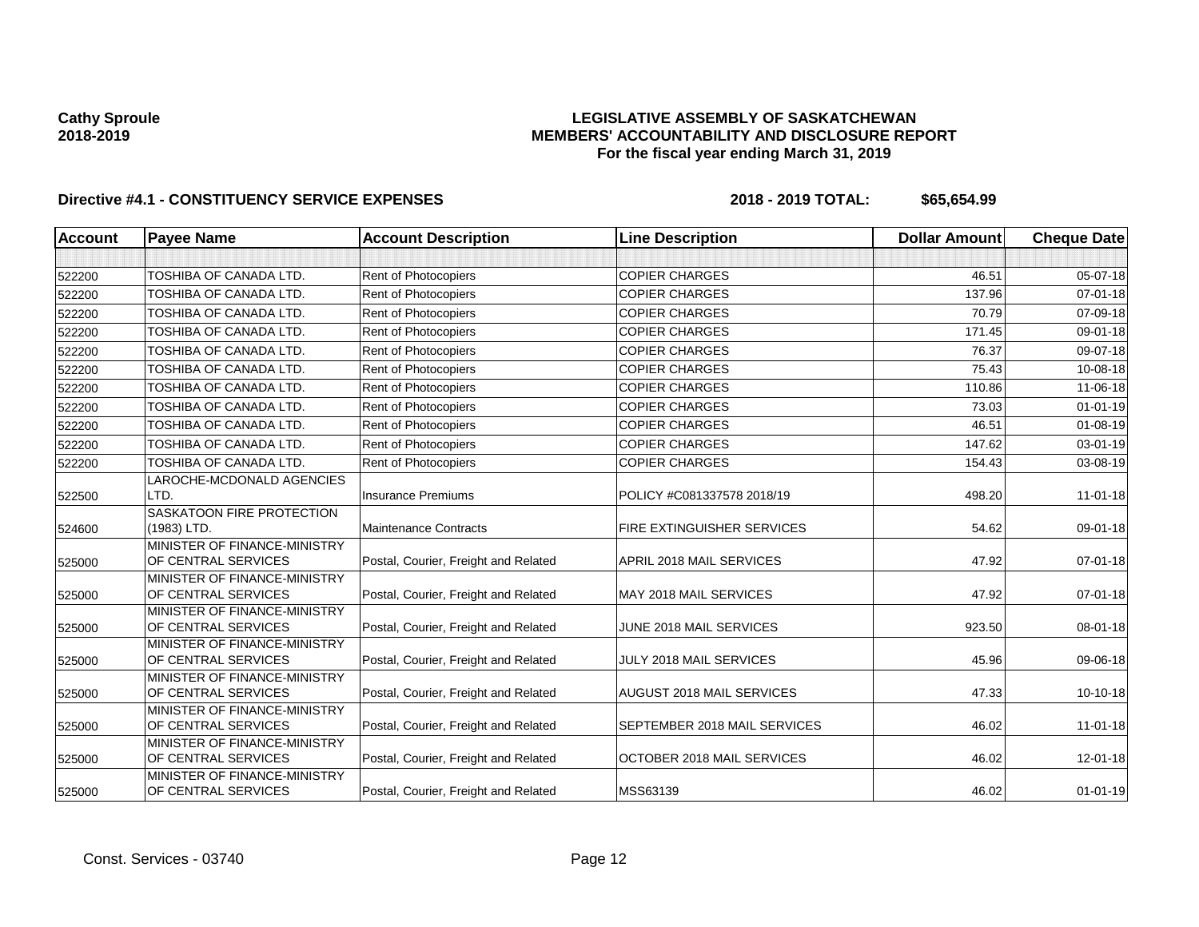**Cathy Sproule**
**2018-2019**

# LEGISLATIVE ASSEMBLY OF SASKATCHEWAN
## MEMBERS' ACCOUNTABILITY AND DISCLOSURE REPORT
### For the fiscal year ending March 31, 2019

**Directive #4.1 - CONSTITUENCY SERVICE EXPENSES** **2018 - 2019 TOTAL: $65,654.99**

| Account | Payee Name | Account Description | Line Description | Dollar Amount | Cheque Date |
|---|---|---|---|---|---|
| | | | | | |
| 522200 | TOSHIBA OF CANADA LTD. | Rent of Photocopiers | COPIER CHARGES | 46.51 | 05-07-18 |
| 522200 | TOSHIBA OF CANADA LTD. | Rent of Photocopiers | COPIER CHARGES | 137.96 | 07-01-18 |
| 522200 | TOSHIBA OF CANADA LTD. | Rent of Photocopiers | COPIER CHARGES | 70.79 | 07-09-18 |
| 522200 | TOSHIBA OF CANADA LTD. | Rent of Photocopiers | COPIER CHARGES | 171.45 | 09-01-18 |
| 522200 | TOSHIBA OF CANADA LTD. | Rent of Photocopiers | COPIER CHARGES | 76.37 | 09-07-18 |
| 522200 | TOSHIBA OF CANADA LTD. | Rent of Photocopiers | COPIER CHARGES | 75.43 | 10-08-18 |
| 522200 | TOSHIBA OF CANADA LTD. | Rent of Photocopiers | COPIER CHARGES | 110.86 | 11-06-18 |
| 522200 | TOSHIBA OF CANADA LTD. | Rent of Photocopiers | COPIER CHARGES | 73.03 | 01-01-19 |
| 522200 | TOSHIBA OF CANADA LTD. | Rent of Photocopiers | COPIER CHARGES | 46.51 | 01-08-19 |
| 522200 | TOSHIBA OF CANADA LTD. | Rent of Photocopiers | COPIER CHARGES | 147.62 | 03-01-19 |
| 522200 | TOSHIBA OF CANADA LTD. | Rent of Photocopiers | COPIER CHARGES | 154.43 | 03-08-19 |
| 522500 | LAROCHE-MCDONALD AGENCIES LTD. | Insurance Premiums | POLICY #C081337578 2018/19 | 498.20 | 11-01-18 |
| 524600 | SASKATOON FIRE PROTECTION (1983) LTD. | Maintenance Contracts | FIRE EXTINGUISHER SERVICES | 54.62 | 09-01-18 |
| 525000 | MINISTER OF FINANCE-MINISTRY OF CENTRAL SERVICES | Postal, Courier, Freight and Related | APRIL 2018 MAIL SERVICES | 47.92 | 07-01-18 |
| 525000 | MINISTER OF FINANCE-MINISTRY OF CENTRAL SERVICES | Postal, Courier, Freight and Related | MAY 2018 MAIL SERVICES | 47.92 | 07-01-18 |
| 525000 | MINISTER OF FINANCE-MINISTRY OF CENTRAL SERVICES | Postal, Courier, Freight and Related | JUNE 2018 MAIL SERVICES | 923.50 | 08-01-18 |
| 525000 | MINISTER OF FINANCE-MINISTRY OF CENTRAL SERVICES | Postal, Courier, Freight and Related | JULY 2018 MAIL SERVICES | 45.96 | 09-06-18 |
| 525000 | MINISTER OF FINANCE-MINISTRY OF CENTRAL SERVICES | Postal, Courier, Freight and Related | AUGUST 2018 MAIL SERVICES | 47.33 | 10-10-18 |
| 525000 | MINISTER OF FINANCE-MINISTRY OF CENTRAL SERVICES | Postal, Courier, Freight and Related | SEPTEMBER 2018 MAIL SERVICES | 46.02 | 11-01-18 |
| 525000 | MINISTER OF FINANCE-MINISTRY OF CENTRAL SERVICES | Postal, Courier, Freight and Related | OCTOBER 2018 MAIL SERVICES | 46.02 | 12-01-18 |
| 525000 | MINISTER OF FINANCE-MINISTRY OF CENTRAL SERVICES | Postal, Courier, Freight and Related | MSS63139 | 46.02 | 01-01-19 |

Const. Services - 03740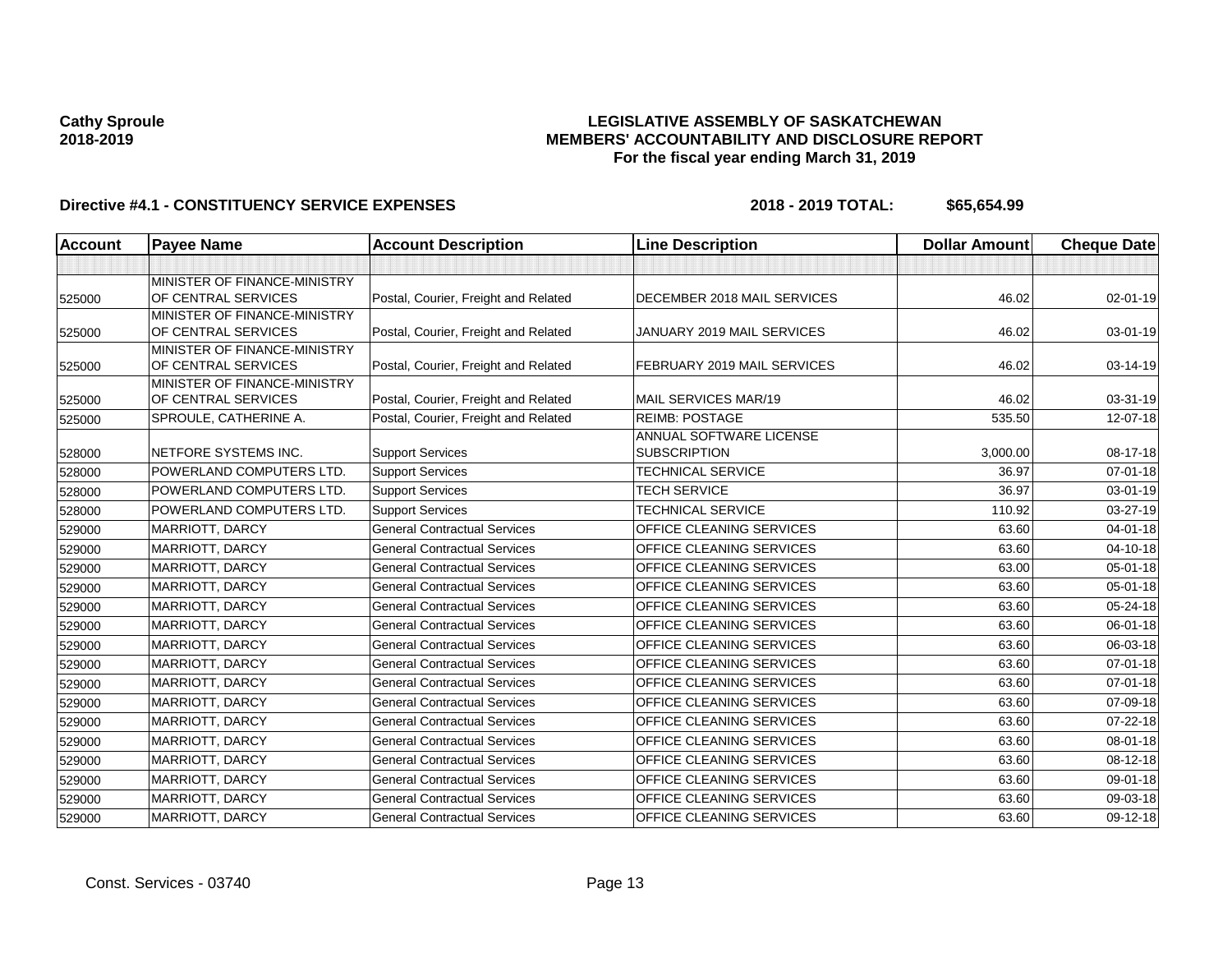**Cathy Sproule**
**2018-2019**

**LEGISLATIVE ASSEMBLY OF SASKATCHEWAN**
**MEMBERS' ACCOUNTABILITY AND DISCLOSURE REPORT**
**For the fiscal year ending March 31, 2019**

**Directive #4.1 - CONSTITUENCY SERVICE EXPENSES** **2018 - 2019 TOTAL: $65,654.99**

| Account | Payee Name | Account Description | Line Description | Dollar Amount | Cheque Date |
|---|---|---|---|---|---|
| | | | | | |
| 525000 | MINISTER OF FINANCE-MINISTRY OF CENTRAL SERVICES | Postal, Courier, Freight and Related | DECEMBER 2018 MAIL SERVICES | 46.02 | 02-01-19 |
| 525000 | MINISTER OF FINANCE-MINISTRY OF CENTRAL SERVICES | Postal, Courier, Freight and Related | JANUARY 2019 MAIL SERVICES | 46.02 | 03-01-19 |
| 525000 | MINISTER OF FINANCE-MINISTRY OF CENTRAL SERVICES | Postal, Courier, Freight and Related | FEBRUARY 2019 MAIL SERVICES | 46.02 | 03-14-19 |
| 525000 | MINISTER OF FINANCE-MINISTRY OF CENTRAL SERVICES | Postal, Courier, Freight and Related | MAIL SERVICES MAR/19 | 46.02 | 03-31-19 |
| 525000 | SPROULE, CATHERINE A. | Postal, Courier, Freight and Related | REIMB: POSTAGE | 535.50 | 12-07-18 |
| 528000 | NETFORE SYSTEMS INC. | Support Services | ANNUAL SOFTWARE LICENSE SUBSCRIPTION | 3,000.00 | 08-17-18 |
| 528000 | POWERLAND COMPUTERS LTD. | Support Services | TECHNICAL SERVICE | 36.97 | 07-01-18 |
| 528000 | POWERLAND COMPUTERS LTD. | Support Services | TECH SERVICE | 36.97 | 03-01-19 |
| 528000 | POWERLAND COMPUTERS LTD. | Support Services | TECHNICAL SERVICE | 110.92 | 03-27-19 |
| 529000 | MARRIOTT, DARCY | General Contractual Services | OFFICE CLEANING SERVICES | 63.60 | 04-01-18 |
| 529000 | MARRIOTT, DARCY | General Contractual Services | OFFICE CLEANING SERVICES | 63.60 | 04-10-18 |
| 529000 | MARRIOTT, DARCY | General Contractual Services | OFFICE CLEANING SERVICES | 63.00 | 05-01-18 |
| 529000 | MARRIOTT, DARCY | General Contractual Services | OFFICE CLEANING SERVICES | 63.60 | 05-01-18 |
| 529000 | MARRIOTT, DARCY | General Contractual Services | OFFICE CLEANING SERVICES | 63.60 | 05-24-18 |
| 529000 | MARRIOTT, DARCY | General Contractual Services | OFFICE CLEANING SERVICES | 63.60 | 06-01-18 |
| 529000 | MARRIOTT, DARCY | General Contractual Services | OFFICE CLEANING SERVICES | 63.60 | 06-03-18 |
| 529000 | MARRIOTT, DARCY | General Contractual Services | OFFICE CLEANING SERVICES | 63.60 | 07-01-18 |
| 529000 | MARRIOTT, DARCY | General Contractual Services | OFFICE CLEANING SERVICES | 63.60 | 07-01-18 |
| 529000 | MARRIOTT, DARCY | General Contractual Services | OFFICE CLEANING SERVICES | 63.60 | 07-09-18 |
| 529000 | MARRIOTT, DARCY | General Contractual Services | OFFICE CLEANING SERVICES | 63.60 | 07-22-18 |
| 529000 | MARRIOTT, DARCY | General Contractual Services | OFFICE CLEANING SERVICES | 63.60 | 08-01-18 |
| 529000 | MARRIOTT, DARCY | General Contractual Services | OFFICE CLEANING SERVICES | 63.60 | 08-12-18 |
| 529000 | MARRIOTT, DARCY | General Contractual Services | OFFICE CLEANING SERVICES | 63.60 | 09-01-18 |
| 529000 | MARRIOTT, DARCY | General Contractual Services | OFFICE CLEANING SERVICES | 63.60 | 09-03-18 |
| 529000 | MARRIOTT, DARCY | General Contractual Services | OFFICE CLEANING SERVICES | 63.60 | 09-12-18 |

Const. Services - 03740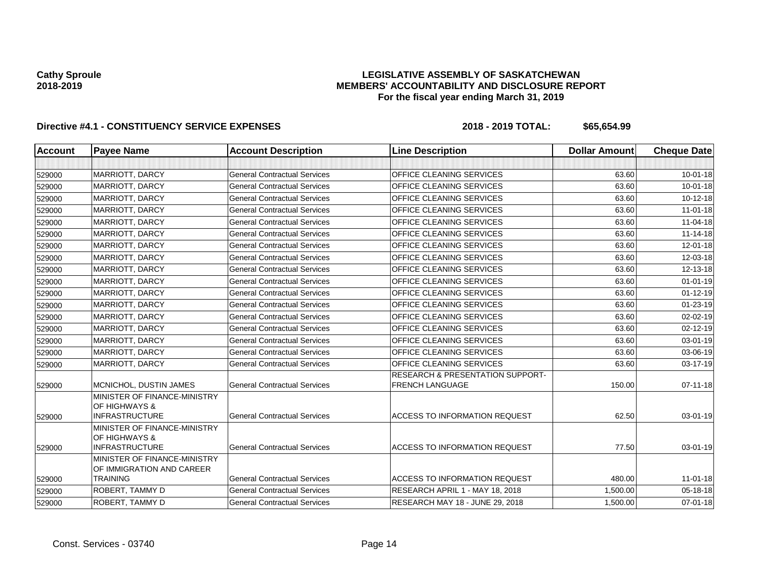**Cathy Sproule**
**2018-2019**

**LEGISLATIVE ASSEMBLY OF SASKATCHEWAN**
**MEMBERS' ACCOUNTABILITY AND DISCLOSURE REPORT**
**For the fiscal year ending March 31, 2019**

**Directive #4.1 - CONSTITUENCY SERVICE EXPENSES** **2018 - 2019 TOTAL: $65,654.99**

| Account | Payee Name | Account Description | Line Description | Dollar Amount | Cheque Date |
|---|---|---|---|---|---|
| | | | | | |
| 529000 | MARRIOTT, DARCY | General Contractual Services | OFFICE CLEANING SERVICES | 63.60 | 10-01-18 |
| 529000 | MARRIOTT, DARCY | General Contractual Services | OFFICE CLEANING SERVICES | 63.60 | 10-01-18 |
| 529000 | MARRIOTT, DARCY | General Contractual Services | OFFICE CLEANING SERVICES | 63.60 | 10-12-18 |
| 529000 | MARRIOTT, DARCY | General Contractual Services | OFFICE CLEANING SERVICES | 63.60 | 11-01-18 |
| 529000 | MARRIOTT, DARCY | General Contractual Services | OFFICE CLEANING SERVICES | 63.60 | 11-04-18 |
| 529000 | MARRIOTT, DARCY | General Contractual Services | OFFICE CLEANING SERVICES | 63.60 | 11-14-18 |
| 529000 | MARRIOTT, DARCY | General Contractual Services | OFFICE CLEANING SERVICES | 63.60 | 12-01-18 |
| 529000 | MARRIOTT, DARCY | General Contractual Services | OFFICE CLEANING SERVICES | 63.60 | 12-03-18 |
| 529000 | MARRIOTT, DARCY | General Contractual Services | OFFICE CLEANING SERVICES | 63.60 | 12-13-18 |
| 529000 | MARRIOTT, DARCY | General Contractual Services | OFFICE CLEANING SERVICES | 63.60 | 01-01-19 |
| 529000 | MARRIOTT, DARCY | General Contractual Services | OFFICE CLEANING SERVICES | 63.60 | 01-12-19 |
| 529000 | MARRIOTT, DARCY | General Contractual Services | OFFICE CLEANING SERVICES | 63.60 | 01-23-19 |
| 529000 | MARRIOTT, DARCY | General Contractual Services | OFFICE CLEANING SERVICES | 63.60 | 02-02-19 |
| 529000 | MARRIOTT, DARCY | General Contractual Services | OFFICE CLEANING SERVICES | 63.60 | 02-12-19 |
| 529000 | MARRIOTT, DARCY | General Contractual Services | OFFICE CLEANING SERVICES | 63.60 | 03-01-19 |
| 529000 | MARRIOTT, DARCY | General Contractual Services | OFFICE CLEANING SERVICES | 63.60 | 03-06-19 |
| 529000 | MARRIOTT, DARCY | General Contractual Services | OFFICE CLEANING SERVICES | 63.60 | 03-17-19 |
| 529000 | MCNICHOL, DUSTIN JAMES | General Contractual Services | RESEARCH & PRESENTATION SUPPORT- FRENCH LANGUAGE | 150.00 | 07-11-18 |
| 529000 | MINISTER OF FINANCE-MINISTRY OF HIGHWAYS & INFRASTRUCTURE | General Contractual Services | ACCESS TO INFORMATION REQUEST | 62.50 | 03-01-19 |
| 529000 | MINISTER OF FINANCE-MINISTRY OF HIGHWAYS & INFRASTRUCTURE | General Contractual Services | ACCESS TO INFORMATION REQUEST | 77.50 | 03-01-19 |
| 529000 | MINISTER OF FINANCE-MINISTRY OF IMMIGRATION AND CAREER TRAINING | General Contractual Services | ACCESS TO INFORMATION REQUEST | 480.00 | 11-01-18 |
| 529000 | ROBERT, TAMMY D | General Contractual Services | RESEARCH APRIL 1 - MAY 18, 2018 | 1,500.00 | 05-18-18 |
| 529000 | ROBERT, TAMMY D | General Contractual Services | RESEARCH MAY 18 - JUNE 29, 2018 | 1,500.00 | 07-01-18 |

Const. Services - 03740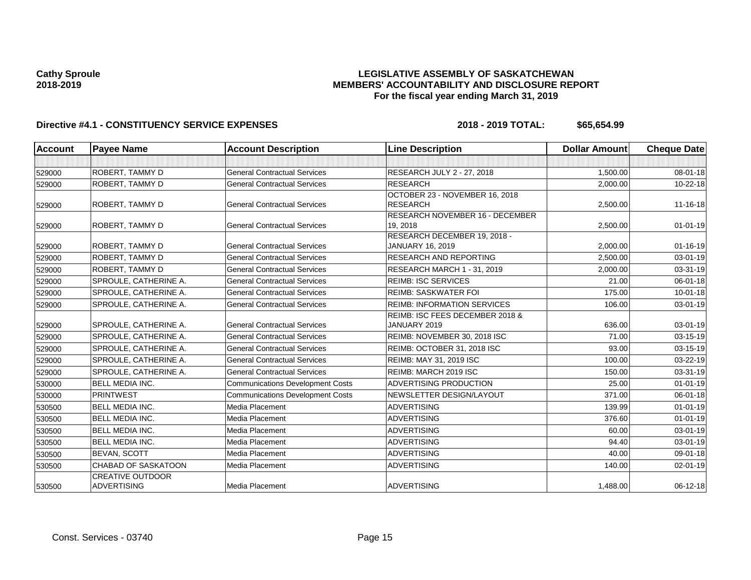**Cathy Sproule**
**2018-2019**

# LEGISLATIVE ASSEMBLY OF SASKATCHEWAN
## MEMBERS' ACCOUNTABILITY AND DISCLOSURE REPORT
### For the fiscal year ending March 31, 2019

**Directive #4.1 - CONSTITUENCY SERVICE EXPENSES** **2018 - 2019 TOTAL: $65,654.99**

| Account | Payee Name | Account Description | Line Description | Dollar Amount | Cheque Date |
|---|---|---|---|---|---|
| | | | | | |
| 529000 | ROBERT, TAMMY D | General Contractual Services | RESEARCH JULY 2 - 27, 2018 | 1,500.00 | 08-01-18 |
| 529000 | ROBERT, TAMMY D | General Contractual Services | RESEARCH | 2,000.00 | 10-22-18 |
| 529000 | ROBERT, TAMMY D | General Contractual Services | OCTOBER 23 - NOVEMBER 16, 2018 RESEARCH | 2,500.00 | 11-16-18 |
| 529000 | ROBERT, TAMMY D | General Contractual Services | RESEARCH NOVEMBER 16 - DECEMBER 19, 2018 | 2,500.00 | 01-01-19 |
| 529000 | ROBERT, TAMMY D | General Contractual Services | RESEARCH DECEMBER 19, 2018 - JANUARY 16, 2019 | 2,000.00 | 01-16-19 |
| 529000 | ROBERT, TAMMY D | General Contractual Services | RESEARCH AND REPORTING | 2,500.00 | 03-01-19 |
| 529000 | ROBERT, TAMMY D | General Contractual Services | RESEARCH MARCH 1 - 31, 2019 | 2,000.00 | 03-31-19 |
| 529000 | SPROULE, CATHERINE A. | General Contractual Services | REIMB: ISC SERVICES | 21.00 | 06-01-18 |
| 529000 | SPROULE, CATHERINE A. | General Contractual Services | REIMB: SASKWATER FOI | 175.00 | 10-01-18 |
| 529000 | SPROULE, CATHERINE A. | General Contractual Services | REIMB: INFORMATION SERVICES | 106.00 | 03-01-19 |
| 529000 | SPROULE, CATHERINE A. | General Contractual Services | REIMB: ISC FEES DECEMBER 2018 & JANUARY 2019 | 636.00 | 03-01-19 |
| 529000 | SPROULE, CATHERINE A. | General Contractual Services | REIMB: NOVEMBER 30, 2018 ISC | 71.00 | 03-15-19 |
| 529000 | SPROULE, CATHERINE A. | General Contractual Services | REIMB: OCTOBER 31, 2018 ISC | 93.00 | 03-15-19 |
| 529000 | SPROULE, CATHERINE A. | General Contractual Services | REIMB: MAY 31, 2019 ISC | 100.00 | 03-22-19 |
| 529000 | SPROULE, CATHERINE A. | General Contractual Services | REIMB: MARCH 2019 ISC | 150.00 | 03-31-19 |
| 530000 | BELL MEDIA INC. | Communications Development Costs | ADVERTISING PRODUCTION | 25.00 | 01-01-19 |
| 530000 | PRINTWEST | Communications Development Costs | NEWSLETTER DESIGN/LAYOUT | 371.00 | 06-01-18 |
| 530500 | BELL MEDIA INC. | Media Placement | ADVERTISING | 139.99 | 01-01-19 |
| 530500 | BELL MEDIA INC. | Media Placement | ADVERTISING | 376.60 | 01-01-19 |
| 530500 | BELL MEDIA INC. | Media Placement | ADVERTISING | 60.00 | 03-01-19 |
| 530500 | BELL MEDIA INC. | Media Placement | ADVERTISING | 94.40 | 03-01-19 |
| 530500 | BEVAN, SCOTT | Media Placement | ADVERTISING | 40.00 | 09-01-18 |
| 530500 | CHABAD OF SASKATOON | Media Placement | ADVERTISING | 140.00 | 02-01-19 |
| 530500 | CREATIVE OUTDOOR ADVERTISING | Media Placement | ADVERTISING | 1,488.00 | 06-12-18 |

Const. Services - 03740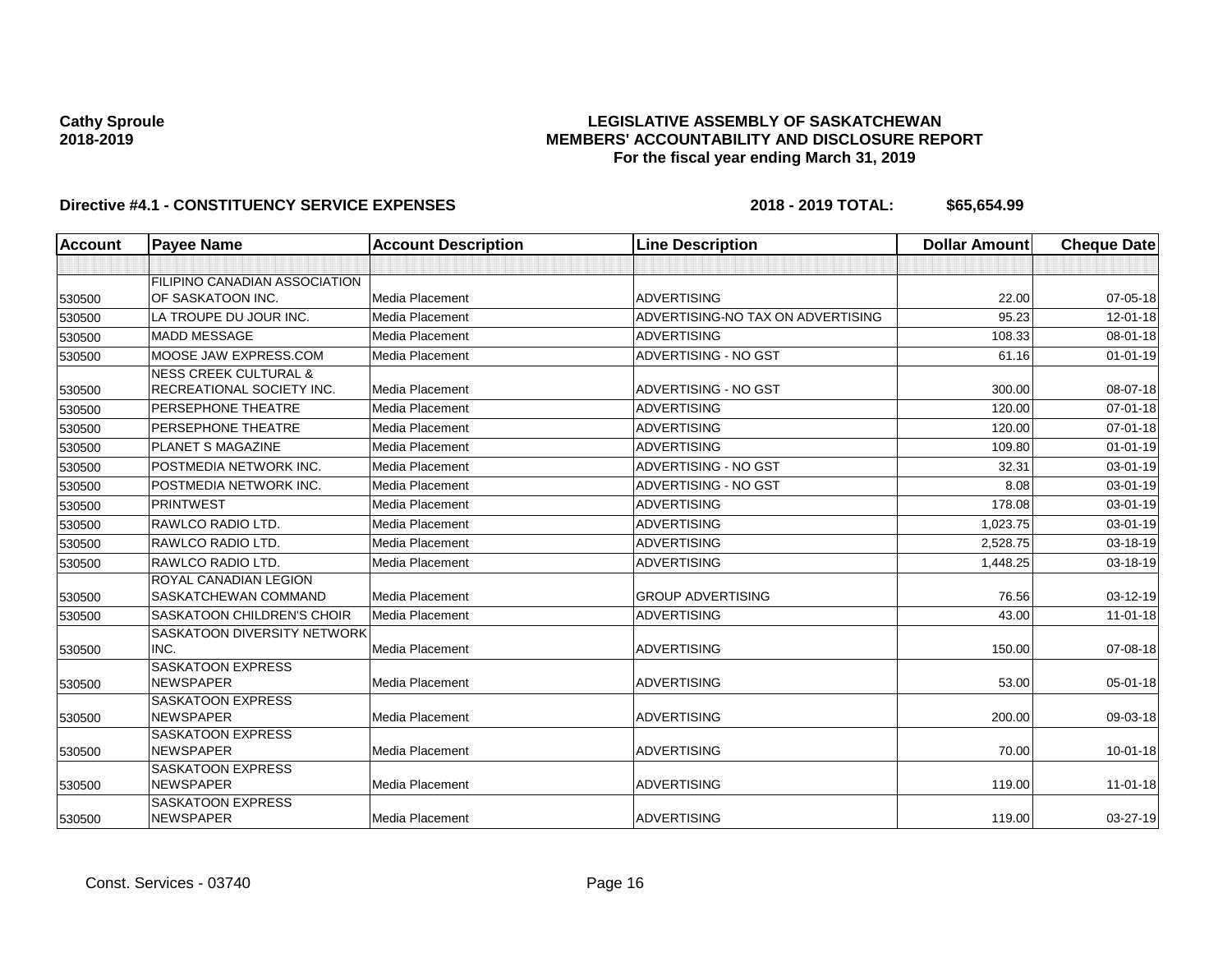**Cathy Sproule**
**2018-2019**

**LEGISLATIVE ASSEMBLY OF SASKATCHEWAN**
**MEMBERS' ACCOUNTABILITY AND DISCLOSURE REPORT**
**For the fiscal year ending March 31, 2019**

**Directive #4.1 - CONSTITUENCY SERVICE EXPENSES** **2018 - 2019 TOTAL: $65,654.99**

| Account | Payee Name | Account Description | Line Description | Dollar Amount | Cheque Date |
|---|---|---|---|---|---|
| | | | | | |
| 530500 | FILIPINO CANADIAN ASSOCIATION OF SASKATOON INC. | Media Placement | ADVERTISING | 22.00 | 07-05-18 |
| 530500 | LA TROUPE DU JOUR INC. | Media Placement | ADVERTISING-NO TAX ON ADVERTISING | 95.23 | 12-01-18 |
| 530500 | MADD MESSAGE | Media Placement | ADVERTISING | 108.33 | 08-01-18 |
| 530500 | MOOSE JAW EXPRESS.COM | Media Placement | ADVERTISING - NO GST | 61.16 | 01-01-19 |
| 530500 | NESS CREEK CULTURAL & RECREATIONAL SOCIETY INC. | Media Placement | ADVERTISING - NO GST | 300.00 | 08-07-18 |
| 530500 | PERSEPHONE THEATRE | Media Placement | ADVERTISING | 120.00 | 07-01-18 |
| 530500 | PERSEPHONE THEATRE | Media Placement | ADVERTISING | 120.00 | 07-01-18 |
| 530500 | PLANET S MAGAZINE | Media Placement | ADVERTISING | 109.80 | 01-01-19 |
| 530500 | POSTMEDIA NETWORK INC. | Media Placement | ADVERTISING - NO GST | 32.31 | 03-01-19 |
| 530500 | POSTMEDIA NETWORK INC. | Media Placement | ADVERTISING - NO GST | 8.08 | 03-01-19 |
| 530500 | PRINTWEST | Media Placement | ADVERTISING | 178.08 | 03-01-19 |
| 530500 | RAWLCO RADIO LTD. | Media Placement | ADVERTISING | 1,023.75 | 03-01-19 |
| 530500 | RAWLCO RADIO LTD. | Media Placement | ADVERTISING | 2,528.75 | 03-18-19 |
| 530500 | RAWLCO RADIO LTD. | Media Placement | ADVERTISING | 1,448.25 | 03-18-19 |
| 530500 | ROYAL CANADIAN LEGION SASKATCHEWAN COMMAND | Media Placement | GROUP ADVERTISING | 76.56 | 03-12-19 |
| 530500 | SASKATOON CHILDREN'S CHOIR | Media Placement | ADVERTISING | 43.00 | 11-01-18 |
| 530500 | SASKATOON DIVERSITY NETWORK INC. | Media Placement | ADVERTISING | 150.00 | 07-08-18 |
| 530500 | SASKATOON EXPRESS NEWSPAPER | Media Placement | ADVERTISING | 53.00 | 05-01-18 |
| 530500 | SASKATOON EXPRESS NEWSPAPER | Media Placement | ADVERTISING | 200.00 | 09-03-18 |
| 530500 | SASKATOON EXPRESS NEWSPAPER | Media Placement | ADVERTISING | 70.00 | 10-01-18 |
| 530500 | SASKATOON EXPRESS NEWSPAPER | Media Placement | ADVERTISING | 119.00 | 11-01-18 |
| 530500 | SASKATOON EXPRESS NEWSPAPER | Media Placement | ADVERTISING | 119.00 | 03-27-19 |

Const. Services - 03740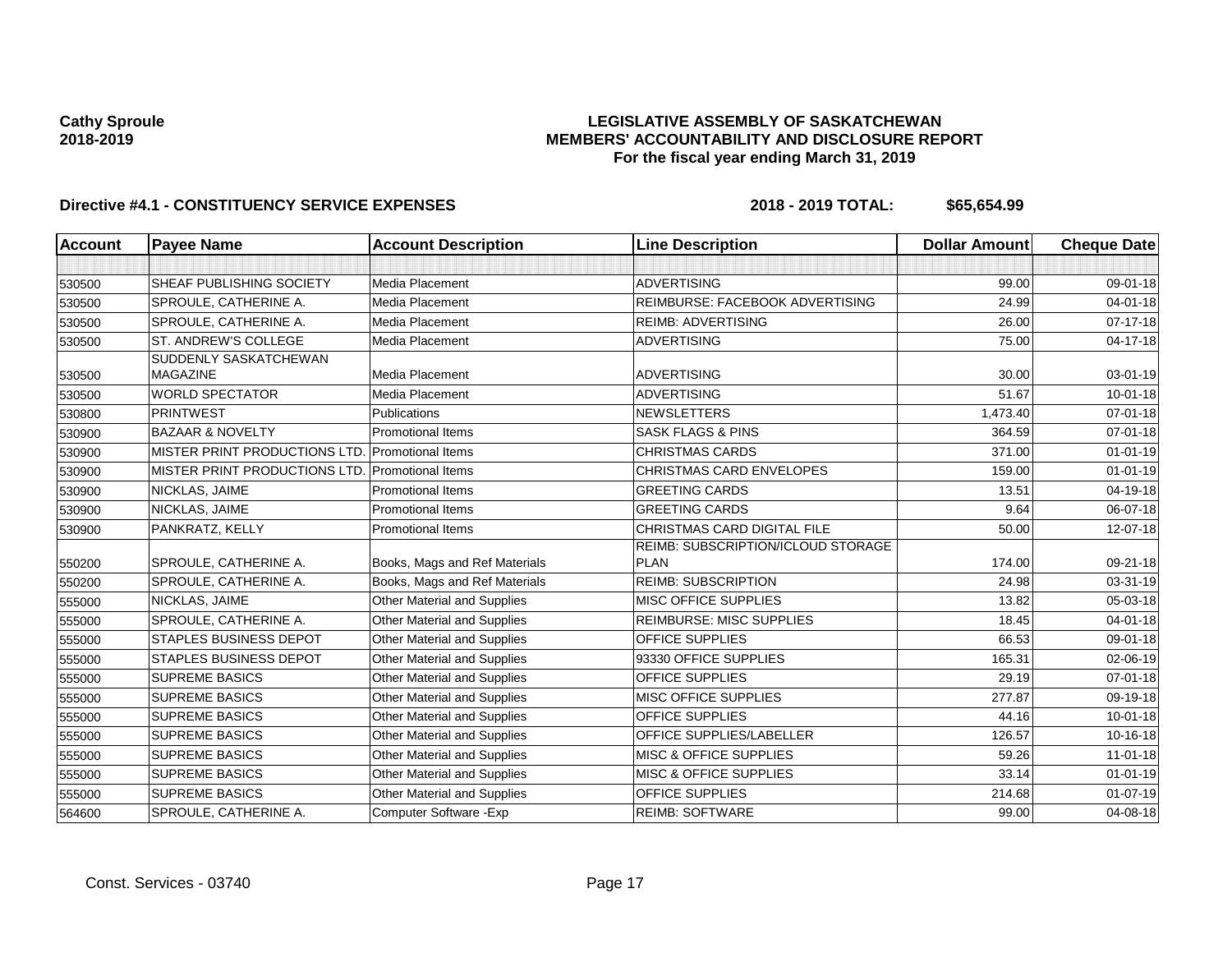**Cathy Sproule**
**2018-2019**

**LEGISLATIVE ASSEMBLY OF SASKATCHEWAN**
**MEMBERS' ACCOUNTABILITY AND DISCLOSURE REPORT**
**For the fiscal year ending March 31, 2019**

**Directive #4.1 - CONSTITUENCY SERVICE EXPENSES** **2018 - 2019 TOTAL: $65,654.99**

| Account | Payee Name | Account Description | Line Description | Dollar Amount | Cheque Date |
|---|---|---|---|---|---|
| | | | | | |
| 530500 | SHEAF PUBLISHING SOCIETY | Media Placement | ADVERTISING | 99.00 | 09-01-18 |
| 530500 | SPROULE, CATHERINE A. | Media Placement | REIMBURSE: FACEBOOK ADVERTISING | 24.99 | 04-01-18 |
| 530500 | SPROULE, CATHERINE A. | Media Placement | REIMB: ADVERTISING | 26.00 | 07-17-18 |
| 530500 | ST. ANDREW'S COLLEGE | Media Placement | ADVERTISING | 75.00 | 04-17-18 |
| 530500 | SUDDENLY SASKATCHEWAN MAGAZINE | Media Placement | ADVERTISING | 30.00 | 03-01-19 |
| 530500 | WORLD SPECTATOR | Media Placement | ADVERTISING | 51.67 | 10-01-18 |
| 530800 | PRINTWEST | Publications | NEWSLETTERS | 1,473.40 | 07-01-18 |
| 530900 | BAZAAR & NOVELTY | Promotional Items | SASK FLAGS & PINS | 364.59 | 07-01-18 |
| 530900 | MISTER PRINT PRODUCTIONS LTD. | Promotional Items | CHRISTMAS CARDS | 371.00 | 01-01-19 |
| 530900 | MISTER PRINT PRODUCTIONS LTD. | Promotional Items | CHRISTMAS CARD ENVELOPES | 159.00 | 01-01-19 |
| 530900 | NICKLAS, JAIME | Promotional Items | GREETING CARDS | 13.51 | 04-19-18 |
| 530900 | NICKLAS, JAIME | Promotional Items | GREETING CARDS | 9.64 | 06-07-18 |
| 530900 | PANKRATZ, KELLY | Promotional Items | CHRISTMAS CARD DIGITAL FILE | 50.00 | 12-07-18 |
| 550200 | SPROULE, CATHERINE A. | Books, Mags and Ref Materials | REIMB: SUBSCRIPTION/ICLOUD STORAGE PLAN | 174.00 | 09-21-18 |
| 550200 | SPROULE, CATHERINE A. | Books, Mags and Ref Materials | REIMB: SUBSCRIPTION | 24.98 | 03-31-19 |
| 555000 | NICKLAS, JAIME | Other Material and Supplies | MISC OFFICE SUPPLIES | 13.82 | 05-03-18 |
| 555000 | SPROULE, CATHERINE A. | Other Material and Supplies | REIMBURSE: MISC SUPPLIES | 18.45 | 04-01-18 |
| 555000 | STAPLES BUSINESS DEPOT | Other Material and Supplies | OFFICE SUPPLIES | 66.53 | 09-01-18 |
| 555000 | STAPLES BUSINESS DEPOT | Other Material and Supplies | 93330 OFFICE SUPPLIES | 165.31 | 02-06-19 |
| 555000 | SUPREME BASICS | Other Material and Supplies | OFFICE SUPPLIES | 29.19 | 07-01-18 |
| 555000 | SUPREME BASICS | Other Material and Supplies | MISC OFFICE SUPPLIES | 277.87 | 09-19-18 |
| 555000 | SUPREME BASICS | Other Material and Supplies | OFFICE SUPPLIES | 44.16 | 10-01-18 |
| 555000 | SUPREME BASICS | Other Material and Supplies | OFFICE SUPPLIES/LABELLER | 126.57 | 10-16-18 |
| 555000 | SUPREME BASICS | Other Material and Supplies | MISC & OFFICE SUPPLIES | 59.26 | 11-01-18 |
| 555000 | SUPREME BASICS | Other Material and Supplies | MISC & OFFICE SUPPLIES | 33.14 | 01-01-19 |
| 555000 | SUPREME BASICS | Other Material and Supplies | OFFICE SUPPLIES | 214.68 | 01-07-19 |
| 564600 | SPROULE, CATHERINE A. | Computer Software -Exp | REIMB: SOFTWARE | 99.00 | 04-08-18 |

Const. Services - 03740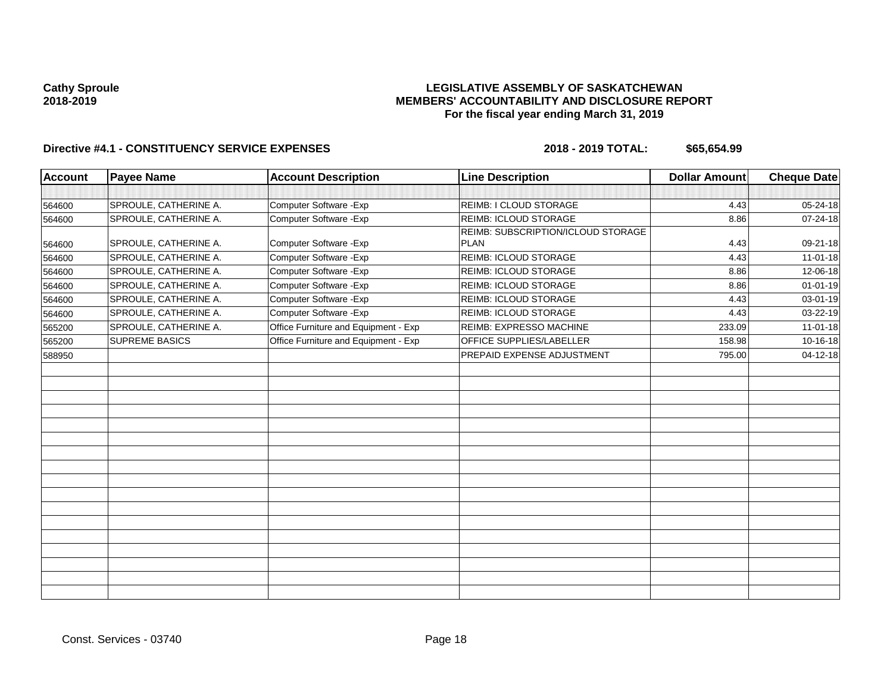**Cathy Sproule**
**2018-2019**

**LEGISLATIVE ASSEMBLY OF SASKATCHEWAN**
**MEMBERS' ACCOUNTABILITY AND DISCLOSURE REPORT**
**For the fiscal year ending March 31, 2019**

**Directive #4.1 - CONSTITUENCY SERVICE EXPENSES** **2018 - 2019 TOTAL: $65,654.99**

| Account | Payee Name | Account Description | Line Description | Dollar Amount | Cheque Date |
|---|---|---|---|---|---|
| | | | | | |
| 564600 | SPROULE, CATHERINE A. | Computer Software -Exp | REIMB: I CLOUD STORAGE | 4.43 | 05-24-18 |
| 564600 | SPROULE, CATHERINE A. | Computer Software -Exp | REIMB: ICLOUD STORAGE | 8.86 | 07-24-18 |
| 564600 | SPROULE, CATHERINE A. | Computer Software -Exp | REIMB: SUBSCRIPTION/ICLOUD STORAGE PLAN | 4.43 | 09-21-18 |
| 564600 | SPROULE, CATHERINE A. | Computer Software -Exp | REIMB: ICLOUD STORAGE | 4.43 | 11-01-18 |
| 564600 | SPROULE, CATHERINE A. | Computer Software -Exp | REIMB: ICLOUD STORAGE | 8.86 | 12-06-18 |
| 564600 | SPROULE, CATHERINE A. | Computer Software -Exp | REIMB: ICLOUD STORAGE | 8.86 | 01-01-19 |
| 564600 | SPROULE, CATHERINE A. | Computer Software -Exp | REIMB: ICLOUD STORAGE | 4.43 | 03-01-19 |
| 564600 | SPROULE, CATHERINE A. | Computer Software -Exp | REIMB: ICLOUD STORAGE | 4.43 | 03-22-19 |
| 565200 | SPROULE, CATHERINE A. | Office Furniture and Equipment - Exp | REIMB: EXPRESSO MACHINE | 233.09 | 11-01-18 |
| 565200 | SUPREME BASICS | Office Furniture and Equipment - Exp | OFFICE SUPPLIES/LABELLER | 158.98 | 10-16-18 |
| 588950 | | | PREPAID EXPENSE ADJUSTMENT | 795.00 | 04-12-18 |

Const. Services - 03740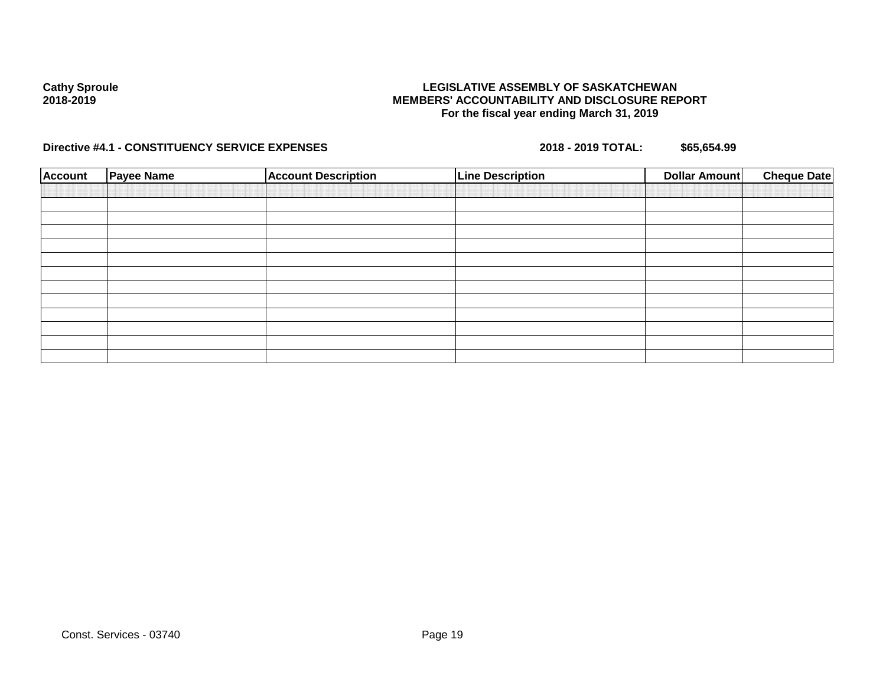**Cathy Sproule**
**2018-2019**

**LEGISLATIVE ASSEMBLY OF SASKATCHEWAN**
**MEMBERS' ACCOUNTABILITY AND DISCLOSURE REPORT**
**For the fiscal year ending March 31, 2019**

**Directive #4.1 - CONSTITUENCY SERVICE EXPENSES** **2018 - 2019 TOTAL: $65,654.99**

| Account | Payee Name | Account Description | Line Description | Dollar Amount | Cheque Date |
|---|---|---|---|---|---|
| | | | | | |
| | | | | | |
| | | | | | |
| | | | | | |
| | | | | | |
| | | | | | |
| | | | | | |
| | | | | | |
| | | | | | |
| | | | | | |
| | | | | | |
| | | | | | |

Const. Services - 03740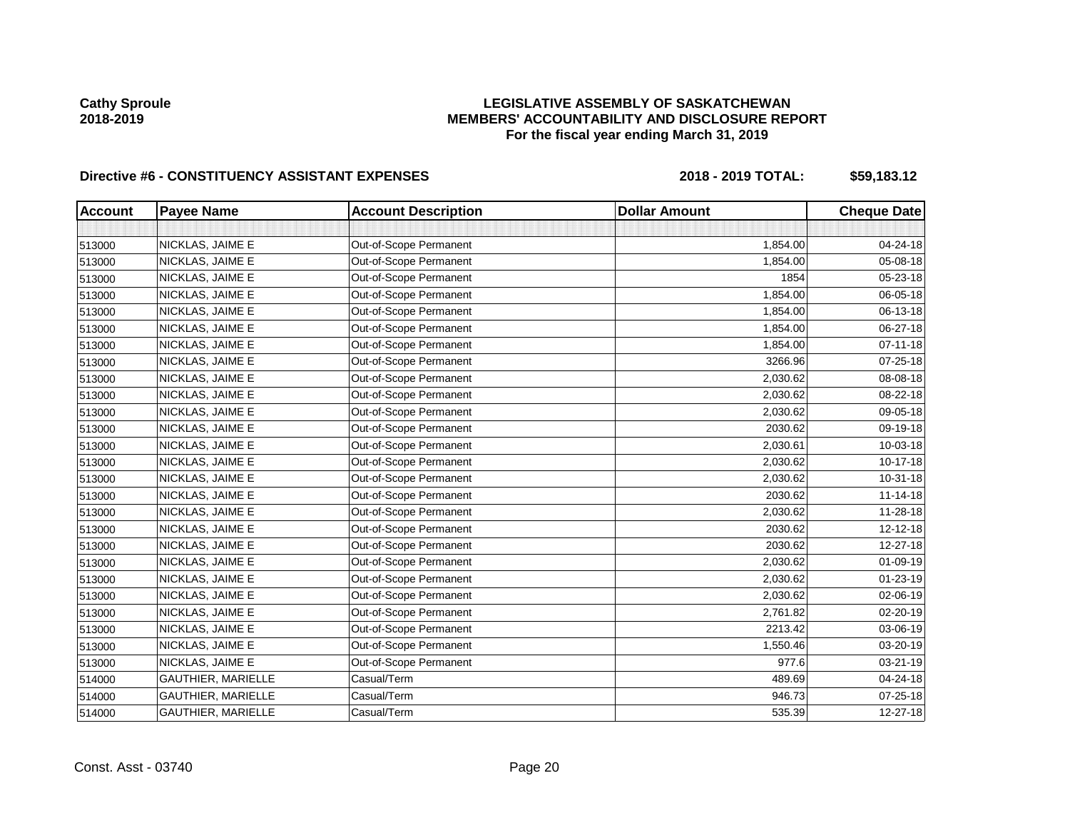**Cathy Sproule**
**2018-2019**

**LEGISLATIVE ASSEMBLY OF SASKATCHEWAN**
**MEMBERS' ACCOUNTABILITY AND DISCLOSURE REPORT**
**For the fiscal year ending March 31, 2019**

**Directive #6 - CONSTITUENCY ASSISTANT EXPENSES** **2018 - 2019 TOTAL: $59,183.12**

| Account | Payee Name | Account Description | Dollar Amount | Cheque Date |
|---|---|---|---|---|
| | | | | |
| 513000 | NICKLAS, JAIME E | Out-of-Scope Permanent | 1,854.00 | 04-24-18 |
| 513000 | NICKLAS, JAIME E | Out-of-Scope Permanent | 1,854.00 | 05-08-18 |
| 513000 | NICKLAS, JAIME E | Out-of-Scope Permanent | 1854 | 05-23-18 |
| 513000 | NICKLAS, JAIME E | Out-of-Scope Permanent | 1,854.00 | 06-05-18 |
| 513000 | NICKLAS, JAIME E | Out-of-Scope Permanent | 1,854.00 | 06-13-18 |
| 513000 | NICKLAS, JAIME E | Out-of-Scope Permanent | 1,854.00 | 06-27-18 |
| 513000 | NICKLAS, JAIME E | Out-of-Scope Permanent | 1,854.00 | 07-11-18 |
| 513000 | NICKLAS, JAIME E | Out-of-Scope Permanent | 3266.96 | 07-25-18 |
| 513000 | NICKLAS, JAIME E | Out-of-Scope Permanent | 2,030.62 | 08-08-18 |
| 513000 | NICKLAS, JAIME E | Out-of-Scope Permanent | 2,030.62 | 08-22-18 |
| 513000 | NICKLAS, JAIME E | Out-of-Scope Permanent | 2,030.62 | 09-05-18 |
| 513000 | NICKLAS, JAIME E | Out-of-Scope Permanent | 2030.62 | 09-19-18 |
| 513000 | NICKLAS, JAIME E | Out-of-Scope Permanent | 2,030.61 | 10-03-18 |
| 513000 | NICKLAS, JAIME E | Out-of-Scope Permanent | 2,030.62 | 10-17-18 |
| 513000 | NICKLAS, JAIME E | Out-of-Scope Permanent | 2,030.62 | 10-31-18 |
| 513000 | NICKLAS, JAIME E | Out-of-Scope Permanent | 2030.62 | 11-14-18 |
| 513000 | NICKLAS, JAIME E | Out-of-Scope Permanent | 2,030.62 | 11-28-18 |
| 513000 | NICKLAS, JAIME E | Out-of-Scope Permanent | 2030.62 | 12-12-18 |
| 513000 | NICKLAS, JAIME E | Out-of-Scope Permanent | 2030.62 | 12-27-18 |
| 513000 | NICKLAS, JAIME E | Out-of-Scope Permanent | 2,030.62 | 01-09-19 |
| 513000 | NICKLAS, JAIME E | Out-of-Scope Permanent | 2,030.62 | 01-23-19 |
| 513000 | NICKLAS, JAIME E | Out-of-Scope Permanent | 2,030.62 | 02-06-19 |
| 513000 | NICKLAS, JAIME E | Out-of-Scope Permanent | 2,761.82 | 02-20-19 |
| 513000 | NICKLAS, JAIME E | Out-of-Scope Permanent | 2213.42 | 03-06-19 |
| 513000 | NICKLAS, JAIME E | Out-of-Scope Permanent | 1,550.46 | 03-20-19 |
| 513000 | NICKLAS, JAIME E | Out-of-Scope Permanent | 977.6 | 03-21-19 |
| 514000 | GAUTHIER, MARIELLE | Casual/Term | 489.69 | 04-24-18 |
| 514000 | GAUTHIER, MARIELLE | Casual/Term | 946.73 | 07-25-18 |
| 514000 | GAUTHIER, MARIELLE | Casual/Term | 535.39 | 12-27-18 |

Const. Asst - 03740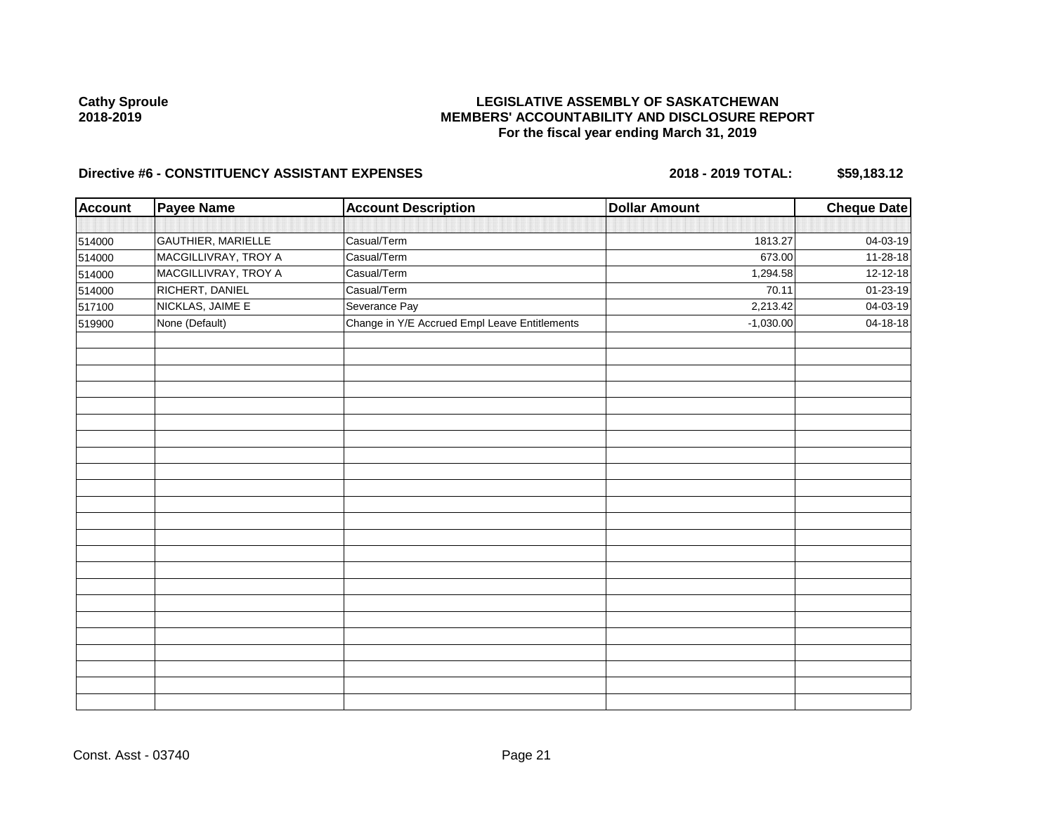**Cathy Sproule**
**2018-2019**

**LEGISLATIVE ASSEMBLY OF SASKATCHEWAN**
**MEMBERS' ACCOUNTABILITY AND DISCLOSURE REPORT**
**For the fiscal year ending March 31, 2019**

**Directive #6 - CONSTITUENCY ASSISTANT EXPENSES** **2018 - 2019 TOTAL: $59,183.12**

| Account | Payee Name | Account Description | Dollar Amount | Cheque Date |
|---|---|---|---|---|
| 514000 | GAUTHIER, MARIELLE | Casual/Term | 1813.27 | 04-03-19 |
| 514000 | MACGILLIVRAY, TROY A | Casual/Term | 673.00 | 11-28-18 |
| 514000 | MACGILLIVRAY, TROY A | Casual/Term | 1,294.58 | 12-12-18 |
| 514000 | RICHERT, DANIEL | Casual/Term | 70.11 | 01-23-19 |
| 517100 | NICKLAS, JAIME E | Severance Pay | 2,213.42 | 04-03-19 |
| 519900 | None (Default) | Change in Y/E Accrued Empl Leave Entitlements | -1,030.00 | 04-18-18 |

Const. Asst - 03740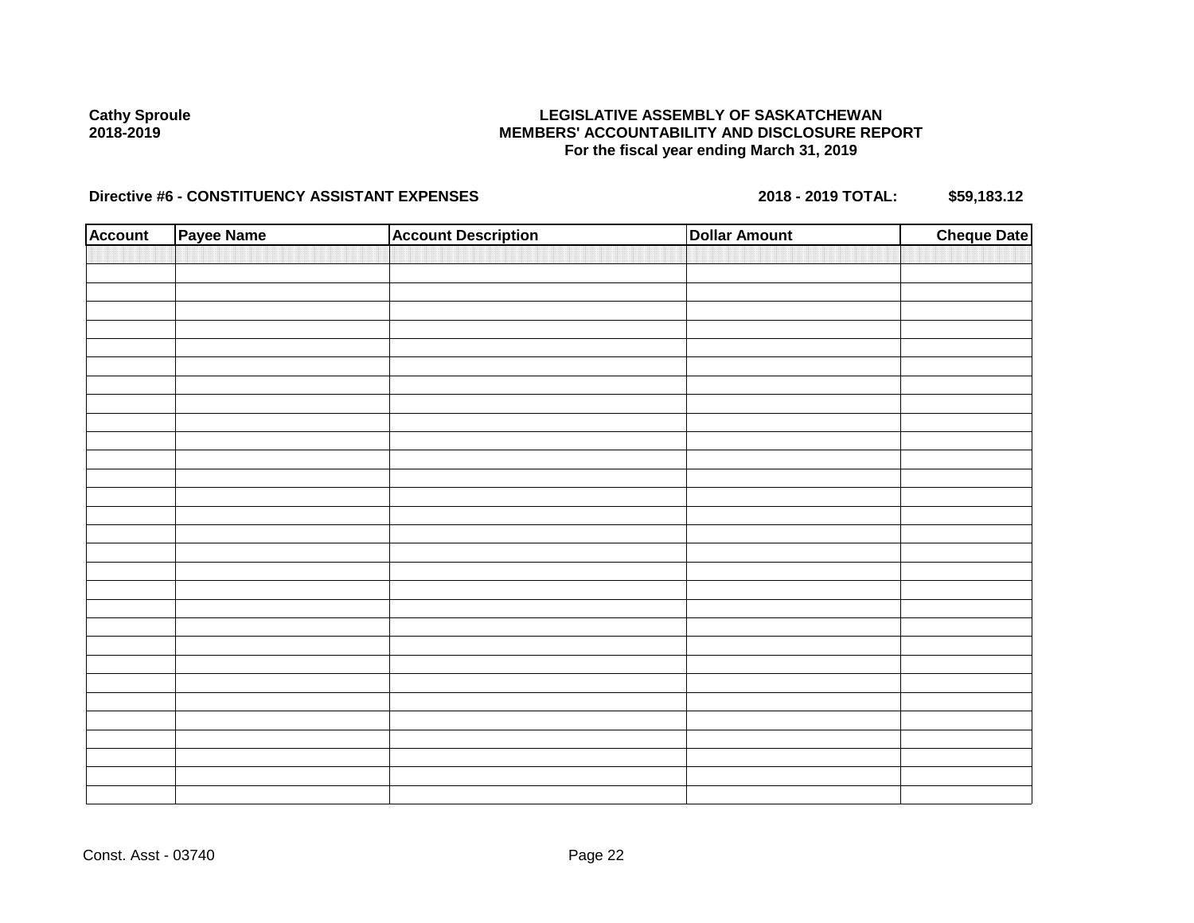**Cathy Sproule**
**2018-2019**

**LEGISLATIVE ASSEMBLY OF SASKATCHEWAN**
**MEMBERS' ACCOUNTABILITY AND DISCLOSURE REPORT**
**For the fiscal year ending March 31, 2019**

**Directive #6 - CONSTITUENCY ASSISTANT EXPENSES** **2018 - 2019 TOTAL: $59,183.12**

| Account | Payee Name | Account Description | Dollar Amount | Cheque Date |
|---|---|---|---|---|
| | | | | |

Const. Asst - 03740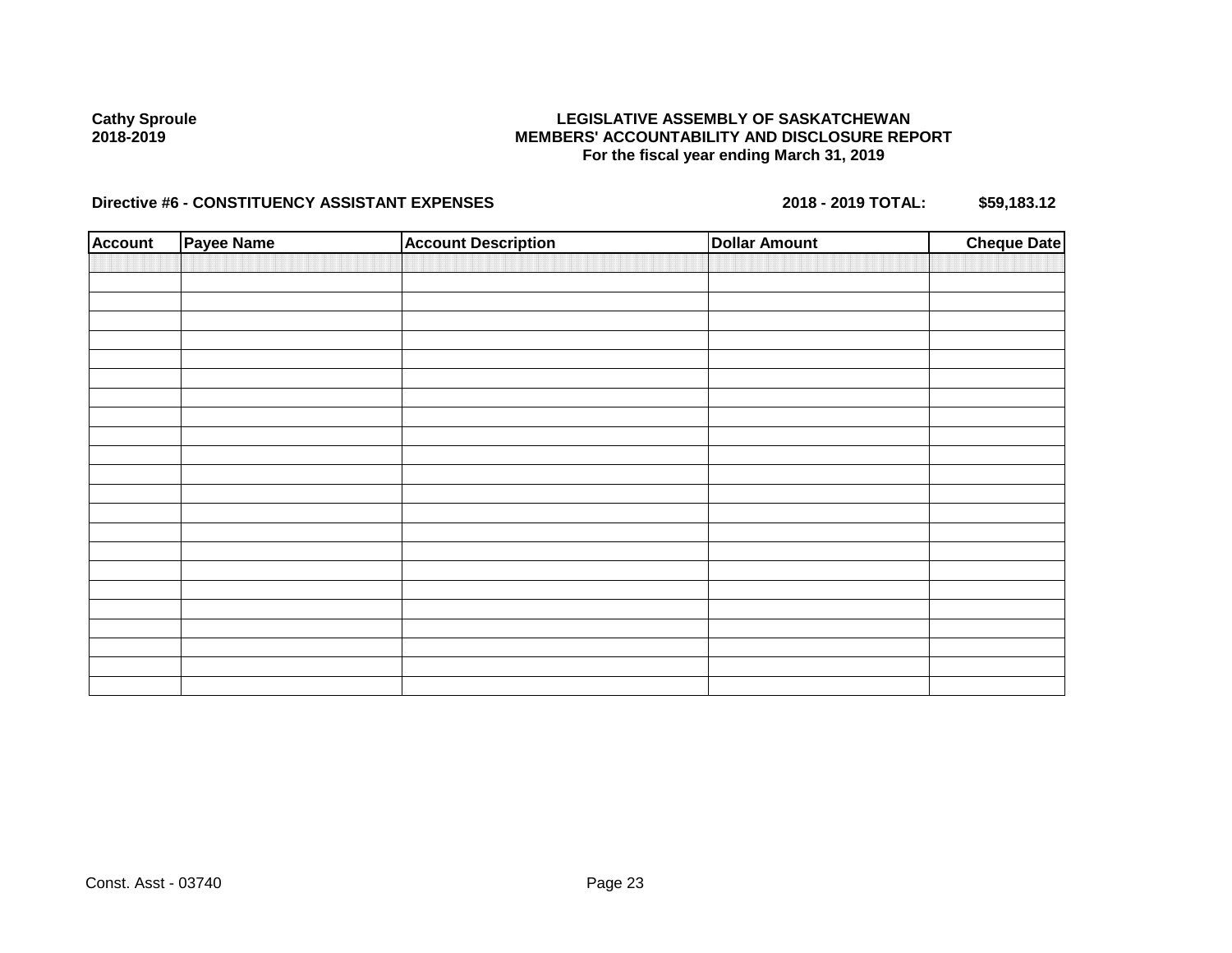Cathy Sproule
2018-2019

**LEGISLATIVE ASSEMBLY OF SASKATCHEWAN**
**MEMBERS' ACCOUNTABILITY AND DISCLOSURE REPORT**
**For the fiscal year ending March 31, 2019**

**Directive #6 - CONSTITUENCY ASSISTANT EXPENSES** **2018 - 2019 TOTAL: $59,183.12**

| Account | Payee Name | Account Description | Dollar Amount | Cheque Date |
|---|---|---|---|---|
| | | | | |

Const. Asst - 03740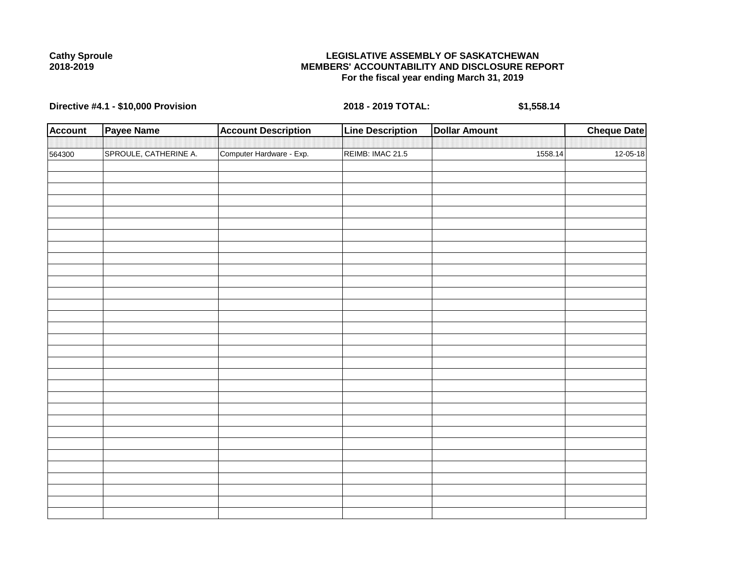**Cathy Sproule**
**2018-2019**

**LEGISLATIVE ASSEMBLY OF SASKATCHEWAN**
**MEMBERS' ACCOUNTABILITY AND DISCLOSURE REPORT**
**For the fiscal year ending March 31, 2019**

**Directive #4.1 - $10,000 Provision** **2018 - 2019 TOTAL:** **$1,558.14**

| Account | Payee Name | Account Description | Line Description | Dollar Amount | Cheque Date |
|---|---|---|---|---|---|
| 564300 | SPROULE, CATHERINE A. | Computer Hardware - Exp. | REIMB: IMAC 21.5 | 1558.14 | 12-05-18 |